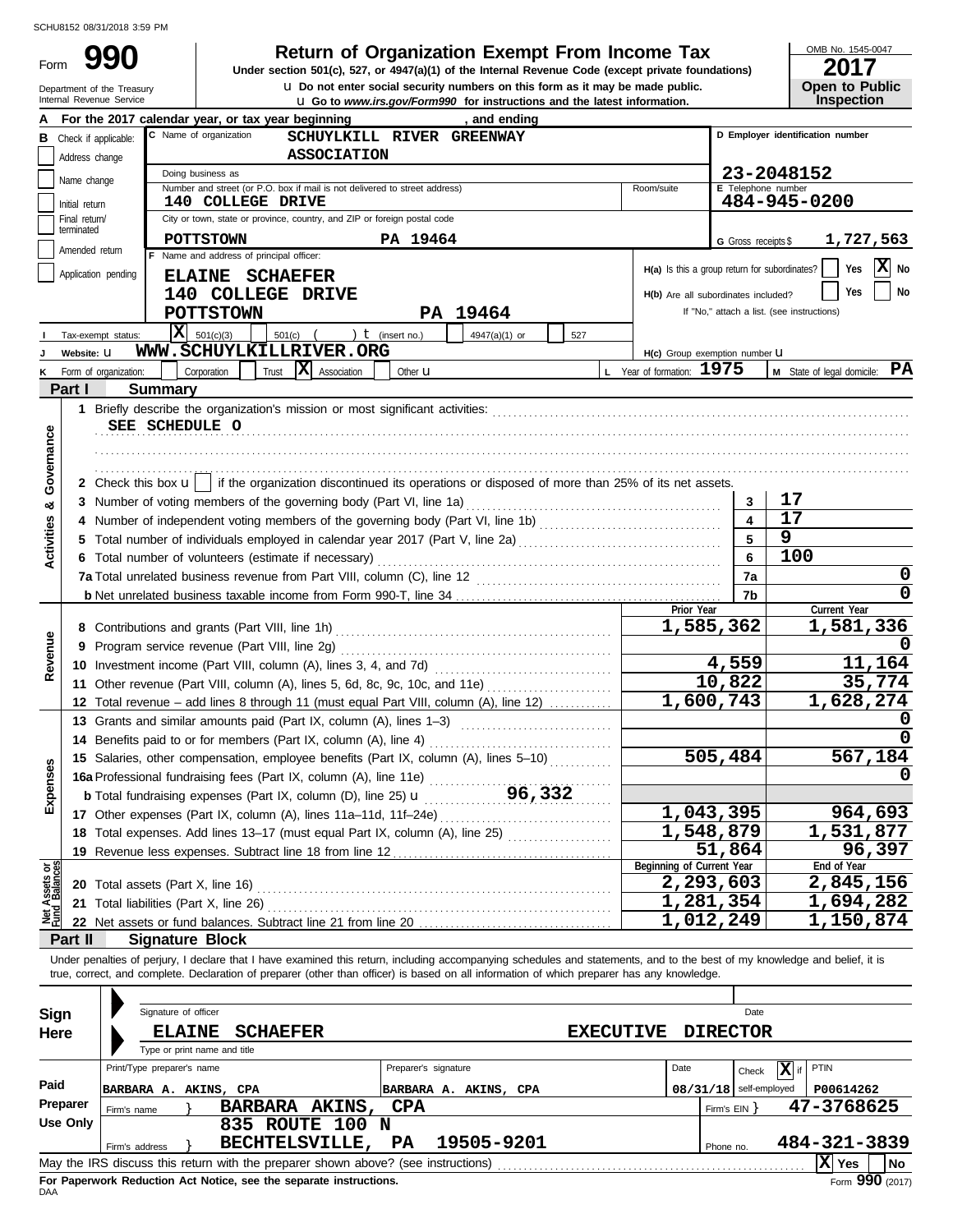SCHU8152 08/31/2018 3:59 PM

# Form 990 — Return of Organization Exempt From Income Tax

**2017**

OMB No. 1545-0047

Under section 501(c), 527, or 4947(a)(1) of the Internal Revenue Code (except private foundations)

Do not enter social security numbers on this form as it may be made public.

Go to *www.irs.gov/Form990* for instructions and the latest information.

Department of the Treasury
Internal Revenue Service

**Open to Public Inspection**

**A** For the 2017 calendar year, or tax year beginning , and ending

**B** Check if applicable: Address change / Name change / Initial return / Final return/terminated / Amended return / Application pending

**C** Name of organization: SCHUYLKILL RIVER GREENWAY ASSOCIATION

Doing business as

Number and street (or P.O. box if mail is not delivered to street address): 140 COLLEGE DRIVE — Room/suite

City or town, state or province, country, and ZIP or foreign postal code: POTTSTOWN PA 19464

**D** Employer identification number: 23-2048152

**E** Telephone number: 484-945-0200

**G** Gross receipts $ 1,727,563

**F** Name and address of principal officer:
ELAINE SCHAEFER
140 COLLEGE DRIVE
POTTSTOWN PA 19464

**H(a)** Is this a group return for subordinates? Yes [ ] No [X]

**H(b)** Are all subordinates included? Yes [ ] No [ ]
If "No," attach a list. (see instructions)

**H(c)** Group exemption number

**I** Tax-exempt status: [X] 501(c)(3) [ ] 501(c) ( ) (insert no.) [ ] 4947(a)(1) or [ ] 527

**J** Website: WWW.SCHUYLKILLRIVER.ORG

**K** Form of organization: [ ] Corporation [ ] Trust [X] Association [ ] Other

**L** Year of formation: 1975

**M** State of legal domicile: PA

## Part I — Summary

**Activities & Governance**

1 Briefly describe the organization's mission or most significant activities:
SEE SCHEDULE O

2 Check this box [ ] if the organization discontinued its operations or disposed of more than 25% of its net assets.

| | | | |
|---|---|---|---|
| 3 | Number of voting members of the governing body (Part VI, line 1a) | 3 | 17 |
| 4 | Number of independent voting members of the governing body (Part VI, line 1b) | 4 | 17 |
| 5 | Total number of individuals employed in calendar year 2017 (Part V, line 2a) | 5 | 9 |
| 6 | Total number of volunteers (estimate if necessary) | 6 | 100 |
| 7a | Total unrelated business revenue from Part VIII, column (C), line 12 | 7a | 0 |
| b | Net unrelated business taxable income from Form 990-T, line 34 | 7b | 0 |

| | | Prior Year | Current Year |
|---|---|---|---|
| **Revenue** | | | |
| 8 | Contributions and grants (Part VIII, line 1h) | 1,585,362 | 1,581,336 |
| 9 | Program service revenue (Part VIII, line 2g) | | 0 |
| 10 | Investment income (Part VIII, column (A), lines 3, 4, and 7d) | 4,559 | 11,164 |
| 11 | Other revenue (Part VIII, column (A), lines 5, 6d, 8c, 9c, 10c, and 11e) | 10,822 | 35,774 |
| 12 | Total revenue – add lines 8 through 11 (must equal Part VIII, column (A), line 12) | 1,600,743 | 1,628,274 |
| **Expenses** | | | |
| 13 | Grants and similar amounts paid (Part IX, column (A), lines 1–3) | | 0 |
| 14 | Benefits paid to or for members (Part IX, column (A), line 4) | | 0 |
| 15 | Salaries, other compensation, employee benefits (Part IX, column (A), lines 5–10) | 505,484 | 567,184 |
| 16a | Professional fundraising fees (Part IX, column (A), line 11e) | | 0 |
| b | Total fundraising expenses (Part IX, column (D), line 25) 96,332 | | |
| 17 | Other expenses (Part IX, column (A), lines 11a–11d, 11f–24e) | 1,043,395 | 964,693 |
| 18 | Total expenses. Add lines 13–17 (must equal Part IX, column (A), line 25) | 1,548,879 | 1,531,877 |
| 19 | Revenue less expenses. Subtract line 18 from line 12 | 51,864 | 96,397 |

| **Net Assets or Fund Balances** | | Beginning of Current Year | End of Year |
|---|---|---|---|
| 20 | Total assets (Part X, line 16) | 2,293,603 | 2,845,156 |
| 21 | Total liabilities (Part X, line 26) | 1,281,354 | 1,694,282 |
| 22 | Net assets or fund balances. Subtract line 21 from line 20 | 1,012,249 | 1,150,874 |

## Part II — Signature Block

Under penalties of perjury, I declare that I have examined this return, including accompanying schedules and statements, and to the best of my knowledge and belief, it is true, correct, and complete. Declaration of preparer (other than officer) is based on all information of which preparer has any knowledge.

**Sign Here**

Signature of officer — Date

ELAINE SCHAEFER — EXECUTIVE DIRECTOR
Type or print name and title

**Paid Preparer Use Only**

| Print/Type preparer's name | Preparer's signature | Date | Check [X] if self-employed | PTIN |
|---|---|---|---|---|
| BARBARA A. AKINS, CPA | BARBARA A. AKINS, CPA | 08/31/18 | | P00614262 |

Firm's name: BARBARA AKINS, CPA — Firm's EIN: 47-3768625

Firm's address: 835 ROUTE 100 N, BECHTELSVILLE, PA 19505-9201 — Phone no. 484-321-3839

May the IRS discuss this return with the preparer shown above? (see instructions) [X] Yes [ ] No

For Paperwork Reduction Act Notice, see the separate instructions.

DAA Form **990** (2017)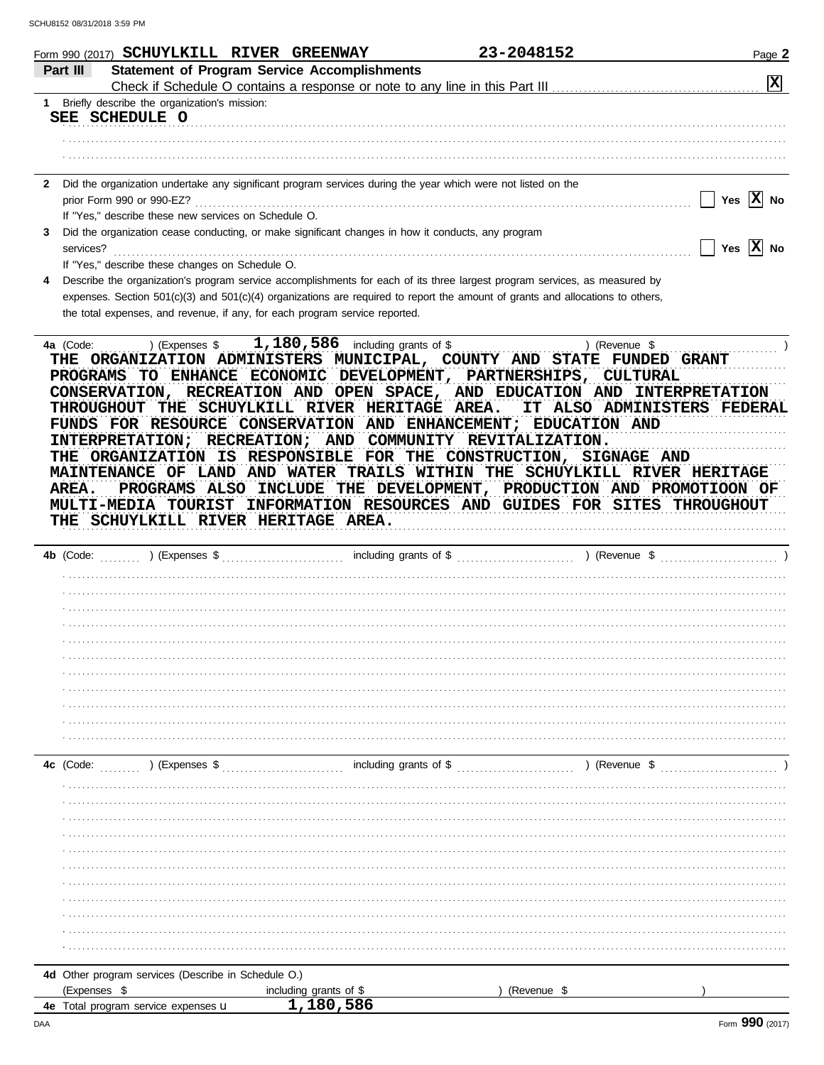Form 990 (2017) SCHUYLKILL RIVER GREENWAY 23-2048152 Page 2

**Part III Statement of Program Service Accomplishments**

Check if Schedule O contains a response or note to any line in this Part III [X]

1 Briefly describe the organization's mission:

SEE SCHEDULE O

2 Did the organization undertake any significant program services during the year which were not listed on the prior Form 990 or 990-EZ? [ ] Yes [X] No

If "Yes," describe these new services on Schedule O.

3 Did the organization cease conducting, or make significant changes in how it conducts, any program services? [ ] Yes [X] No

If "Yes," describe these changes on Schedule O.

4 Describe the organization's program service accomplishments for each of its three largest program services, as measured by expenses. Section 501(c)(3) and 501(c)(4) organizations are required to report the amount of grants and allocations to others, the total expenses, and revenue, if any, for each program service reported.

**4a** (Code: ) (Expenses $ 1,180,586 including grants of $ ) (Revenue $ )

THE ORGANIZATION ADMINISTERS MUNICIPAL, COUNTY AND STATE FUNDED GRANT PROGRAMS TO ENHANCE ECONOMIC DEVELOPMENT, PARTNERSHIPS, CULTURAL CONSERVATION, RECREATION AND OPEN SPACE, AND EDUCATION AND INTERPRETATION THROUGHOUT THE SCHUYLKILL RIVER HERITAGE AREA. IT ALSO ADMINISTERS FEDERAL FUNDS FOR RESOURCE CONSERVATION AND ENHANCEMENT; EDUCATION AND INTERPRETATION; RECREATION; AND COMMUNITY REVITALIZATION.
THE ORGANIZATION IS RESPONSIBLE FOR THE CONSTRUCTION, SIGNAGE AND MAINTENANCE OF LAND AND WATER TRAILS WITHIN THE SCHUYLKILL RIVER HERITAGE AREA. PROGRAMS ALSO INCLUDE THE DEVELOPMENT, PRODUCTION AND PROMOTIOON OF MULTI-MEDIA TOURIST INFORMATION RESOURCES AND GUIDES FOR SITES THROUGHOUT THE SCHUYLKILL RIVER HERITAGE AREA.

**4b** (Code: ) (Expenses $ including grants of $ ) (Revenue $ )

**4c** (Code: ) (Expenses $ including grants of $ ) (Revenue $ )

**4d** Other program services (Describe in Schedule O.)
(Expenses $ including grants of $ ) (Revenue $ )

**4e** Total program service expenses 1,180,586

Form 990 (2017)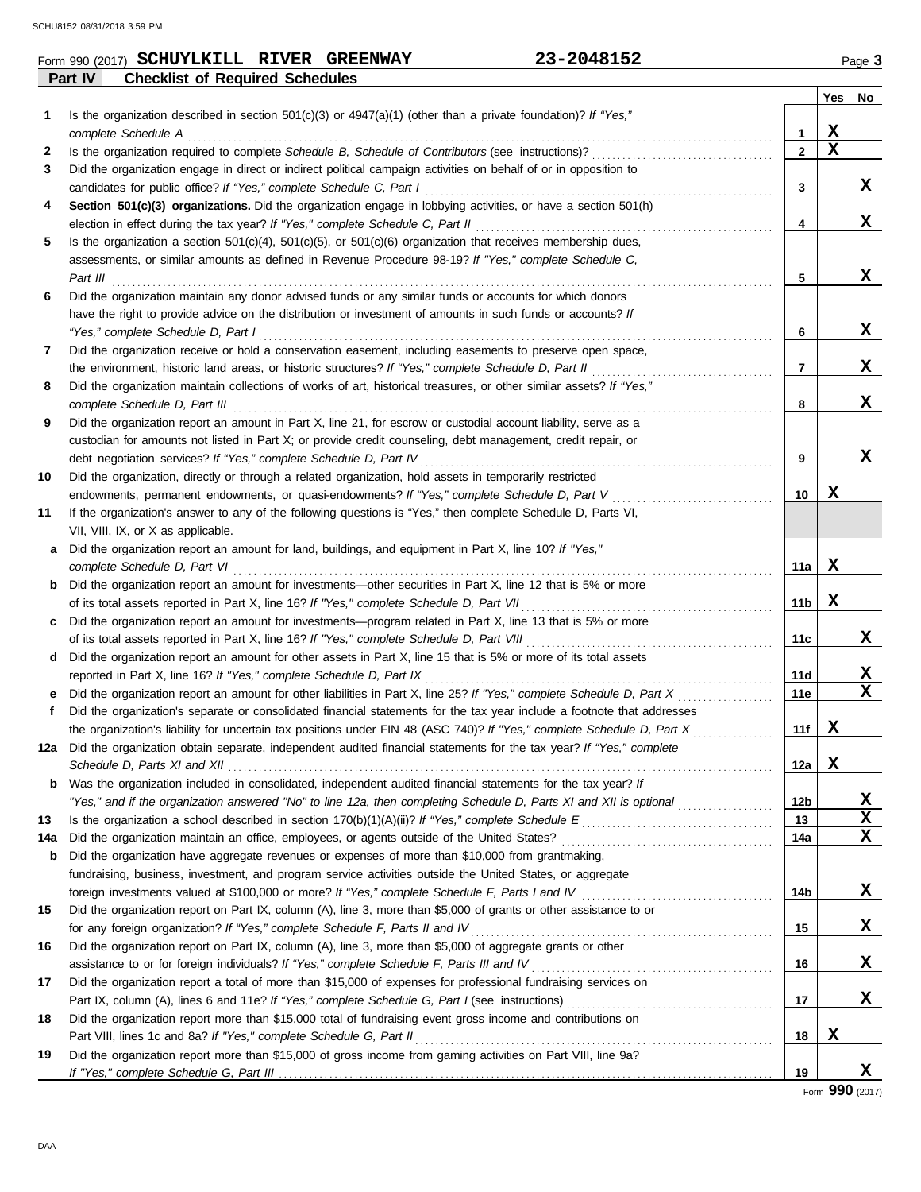Form 990 (2017) **SCHUYLKILL RIVER GREENWAY** **23-2048152** Page **3**

**Part IV Checklist of Required Schedules**

| | | | Yes | No |
|---|---|---|---|---|
| 1 | Is the organization described in section 501(c)(3) or 4947(a)(1) (other than a private foundation)? *If "Yes," complete Schedule A* | 1 | X | |
| 2 | Is the organization required to complete *Schedule B, Schedule of Contributors* (see instructions)? | 2 | X | |
| 3 | Did the organization engage in direct or indirect political campaign activities on behalf of or in opposition to candidates for public office? *If "Yes," complete Schedule C, Part I* | 3 | | X |
| 4 | **Section 501(c)(3) organizations.** Did the organization engage in lobbying activities, or have a section 501(h) election in effect during the tax year? *If "Yes," complete Schedule C, Part II* | 4 | | X |
| 5 | Is the organization a section 501(c)(4), 501(c)(5), or 501(c)(6) organization that receives membership dues, assessments, or similar amounts as defined in Revenue Procedure 98-19? *If "Yes," complete Schedule C, Part III* | 5 | | X |
| 6 | Did the organization maintain any donor advised funds or any similar funds or accounts for which donors have the right to provide advice on the distribution or investment of amounts in such funds or accounts? *If "Yes," complete Schedule D, Part I* | 6 | | X |
| 7 | Did the organization receive or hold a conservation easement, including easements to preserve open space, the environment, historic land areas, or historic structures? *If "Yes," complete Schedule D, Part II* | 7 | | X |
| 8 | Did the organization maintain collections of works of art, historical treasures, or other similar assets? *If "Yes," complete Schedule D, Part III* | 8 | | X |
| 9 | Did the organization report an amount in Part X, line 21, for escrow or custodial account liability, serve as a custodian for amounts not listed in Part X; or provide credit counseling, debt management, credit repair, or debt negotiation services? *If "Yes," complete Schedule D, Part IV* | 9 | | X |
| 10 | Did the organization, directly or through a related organization, hold assets in temporarily restricted endowments, permanent endowments, or quasi-endowments? *If "Yes," complete Schedule D, Part V* | 10 | X | |
| 11 | If the organization's answer to any of the following questions is "Yes," then complete Schedule D, Parts VI, VII, VIII, IX, or X as applicable. | | | |
| a | Did the organization report an amount for land, buildings, and equipment in Part X, line 10? *If "Yes," complete Schedule D, Part VI* | 11a | X | |
| b | Did the organization report an amount for investments—other securities in Part X, line 12 that is 5% or more of its total assets reported in Part X, line 16? *If "Yes," complete Schedule D, Part VII* | 11b | X | |
| c | Did the organization report an amount for investments—program related in Part X, line 13 that is 5% or more of its total assets reported in Part X, line 16? *If "Yes," complete Schedule D, Part VIII* | 11c | | X |
| d | Did the organization report an amount for other assets in Part X, line 15 that is 5% or more of its total assets reported in Part X, line 16? *If "Yes," complete Schedule D, Part IX* | 11d | | X |
| e | Did the organization report an amount for other liabilities in Part X, line 25? *If "Yes," complete Schedule D, Part X* | 11e | | X |
| f | Did the organization's separate or consolidated financial statements for the tax year include a footnote that addresses the organization's liability for uncertain tax positions under FIN 48 (ASC 740)? *If "Yes," complete Schedule D, Part X* | 11f | X | |
| 12a | Did the organization obtain separate, independent audited financial statements for the tax year? *If "Yes," complete Schedule D, Parts XI and XII* | 12a | X | |
| b | Was the organization included in consolidated, independent audited financial statements for the tax year? *If "Yes," and if the organization answered "No" to line 12a, then completing Schedule D, Parts XI and XII is optional* | 12b | | X |
| 13 | Is the organization a school described in section 170(b)(1)(A)(ii)? *If "Yes," complete Schedule E* | 13 | | X |
| 14a | Did the organization maintain an office, employees, or agents outside of the United States? | 14a | | X |
| b | Did the organization have aggregate revenues or expenses of more than $10,000 from grantmaking, fundraising, business, investment, and program service activities outside the United States, or aggregate foreign investments valued at $100,000 or more? *If "Yes," complete Schedule F, Parts I and IV* | 14b | | X |
| 15 | Did the organization report on Part IX, column (A), line 3, more than $5,000 of grants or other assistance to or for any foreign organization? *If "Yes," complete Schedule F, Parts II and IV* | 15 | | X |
| 16 | Did the organization report on Part IX, column (A), line 3, more than $5,000 of aggregate grants or other assistance to or for foreign individuals? *If "Yes," complete Schedule F, Parts III and IV* | 16 | | X |
| 17 | Did the organization report a total of more than $15,000 of expenses for professional fundraising services on Part IX, column (A), lines 6 and 11e? *If "Yes," complete Schedule G, Part I* (see instructions) | 17 | | X |
| 18 | Did the organization report more than $15,000 total of fundraising event gross income and contributions on Part VIII, lines 1c and 8a? *If "Yes," complete Schedule G, Part II* | 18 | X | |
| 19 | Did the organization report more than $15,000 of gross income from gaming activities on Part VIII, line 9a? *If "Yes," complete Schedule G, Part III* | 19 | | X |

Form **990** (2017)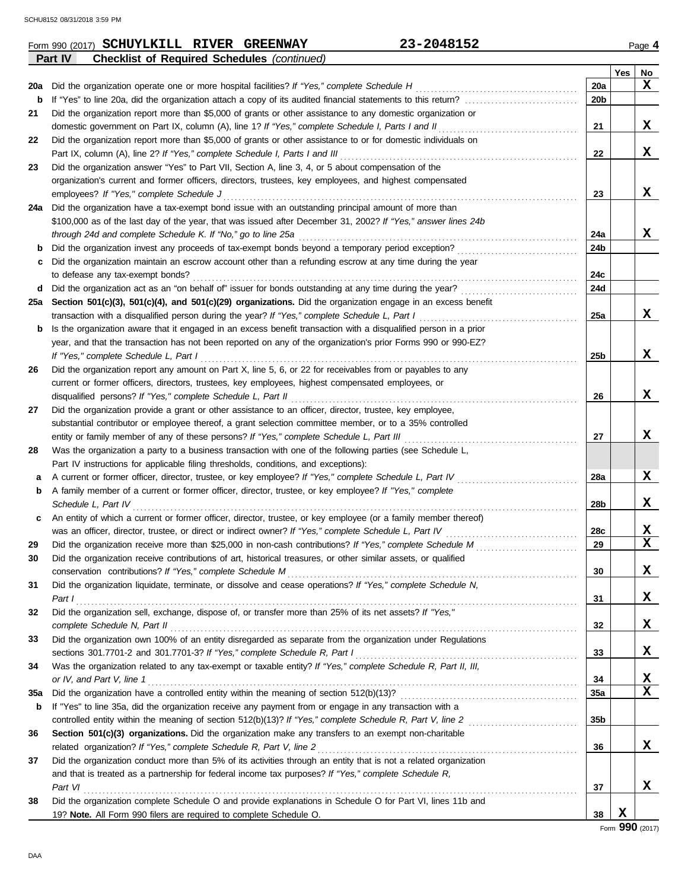Form 990 (2017) **SCHUYLKILL RIVER GREENWAY** **23-2048152** Page **4**

**Part IV Checklist of Required Schedules** *(continued)*

| | | | Yes | No |
|---|---|---|---|---|
| **20a** | Did the organization operate one or more hospital facilities? *If "Yes," complete Schedule H* | **20a** | | **X** |
| **b** | If "Yes" to line 20a, did the organization attach a copy of its audited financial statements to this return? | **20b** | | |
| **21** | Did the organization report more than $5,000 of grants or other assistance to any domestic organization or domestic government on Part IX, column (A), line 1? *If "Yes," complete Schedule I, Parts I and II* | **21** | | **X** |
| **22** | Did the organization report more than $5,000 of grants or other assistance to or for domestic individuals on Part IX, column (A), line 2? *If "Yes," complete Schedule I, Parts I and III* | **22** | | **X** |
| **23** | Did the organization answer "Yes" to Part VII, Section A, line 3, 4, or 5 about compensation of the organization's current and former officers, directors, trustees, key employees, and highest compensated employees? *If "Yes," complete Schedule J* | **23** | | **X** |
| **24a** | Did the organization have a tax-exempt bond issue with an outstanding principal amount of more than $100,000 as of the last day of the year, that was issued after December 31, 2002? *If "Yes," answer lines 24b through 24d and complete Schedule K. If "No," go to line 25a* | **24a** | | **X** |
| **b** | Did the organization invest any proceeds of tax-exempt bonds beyond a temporary period exception? | **24b** | | |
| **c** | Did the organization maintain an escrow account other than a refunding escrow at any time during the year to defease any tax-exempt bonds? | **24c** | | |
| **d** | Did the organization act as an "on behalf of" issuer for bonds outstanding at any time during the year? | **24d** | | |
| **25a** | **Section 501(c)(3), 501(c)(4), and 501(c)(29) organizations.** Did the organization engage in an excess benefit transaction with a disqualified person during the year? *If "Yes," complete Schedule L, Part I* | **25a** | | **X** |
| **b** | Is the organization aware that it engaged in an excess benefit transaction with a disqualified person in a prior year, and that the transaction has not been reported on any of the organization's prior Forms 990 or 990-EZ? *If "Yes," complete Schedule L, Part I* | **25b** | | **X** |
| **26** | Did the organization report any amount on Part X, line 5, 6, or 22 for receivables from or payables to any current or former officers, directors, trustees, key employees, highest compensated employees, or disqualified persons? *If "Yes," complete Schedule L, Part II* | **26** | | **X** |
| **27** | Did the organization provide a grant or other assistance to an officer, director, trustee, key employee, substantial contributor or employee thereof, a grant selection committee member, or to a 35% controlled entity or family member of any of these persons? *If "Yes," complete Schedule L, Part III* | **27** | | **X** |
| **28** | Was the organization a party to a business transaction with one of the following parties (see Schedule L, Part IV instructions for applicable filing thresholds, conditions, and exceptions): | | | |
| **a** | A current or former officer, director, trustee, or key employee? *If "Yes," complete Schedule L, Part IV* | **28a** | | **X** |
| **b** | A family member of a current or former officer, director, trustee, or key employee? *If "Yes," complete Schedule L, Part IV* | **28b** | | **X** |
| **c** | An entity of which a current or former officer, director, trustee, or key employee (or a family member thereof) was an officer, director, trustee, or direct or indirect owner? *If "Yes," complete Schedule L, Part IV* | **28c** | | **X** |
| **29** | Did the organization receive more than $25,000 in non-cash contributions? *If "Yes," complete Schedule M* | **29** | | **X** |
| **30** | Did the organization receive contributions of art, historical treasures, or other similar assets, or qualified conservation contributions? *If "Yes," complete Schedule M* | **30** | | **X** |
| **31** | Did the organization liquidate, terminate, or dissolve and cease operations? *If "Yes," complete Schedule N, Part I* | **31** | | **X** |
| **32** | Did the organization sell, exchange, dispose of, or transfer more than 25% of its net assets? *If "Yes," complete Schedule N, Part II* | **32** | | **X** |
| **33** | Did the organization own 100% of an entity disregarded as separate from the organization under Regulations sections 301.7701-2 and 301.7701-3? *If "Yes," complete Schedule R, Part I* | **33** | | **X** |
| **34** | Was the organization related to any tax-exempt or taxable entity? *If "Yes," complete Schedule R, Part II, III, or IV, and Part V, line 1* | **34** | | **X** |
| **35a** | Did the organization have a controlled entity within the meaning of section 512(b)(13)? | **35a** | | **X** |
| **b** | If "Yes" to line 35a, did the organization receive any payment from or engage in any transaction with a controlled entity within the meaning of section 512(b)(13)? *If "Yes," complete Schedule R, Part V, line 2* | **35b** | | |
| **36** | **Section 501(c)(3) organizations.** Did the organization make any transfers to an exempt non-charitable related organization? *If "Yes," complete Schedule R, Part V, line 2* | **36** | | **X** |
| **37** | Did the organization conduct more than 5% of its activities through an entity that is not a related organization and that is treated as a partnership for federal income tax purposes? *If "Yes," complete Schedule R, Part VI* | **37** | | **X** |
| **38** | Did the organization complete Schedule O and provide explanations in Schedule O for Part VI, lines 11b and 19? **Note.** All Form 990 filers are required to complete Schedule O. | **38** | **X** | |

Form **990** (2017)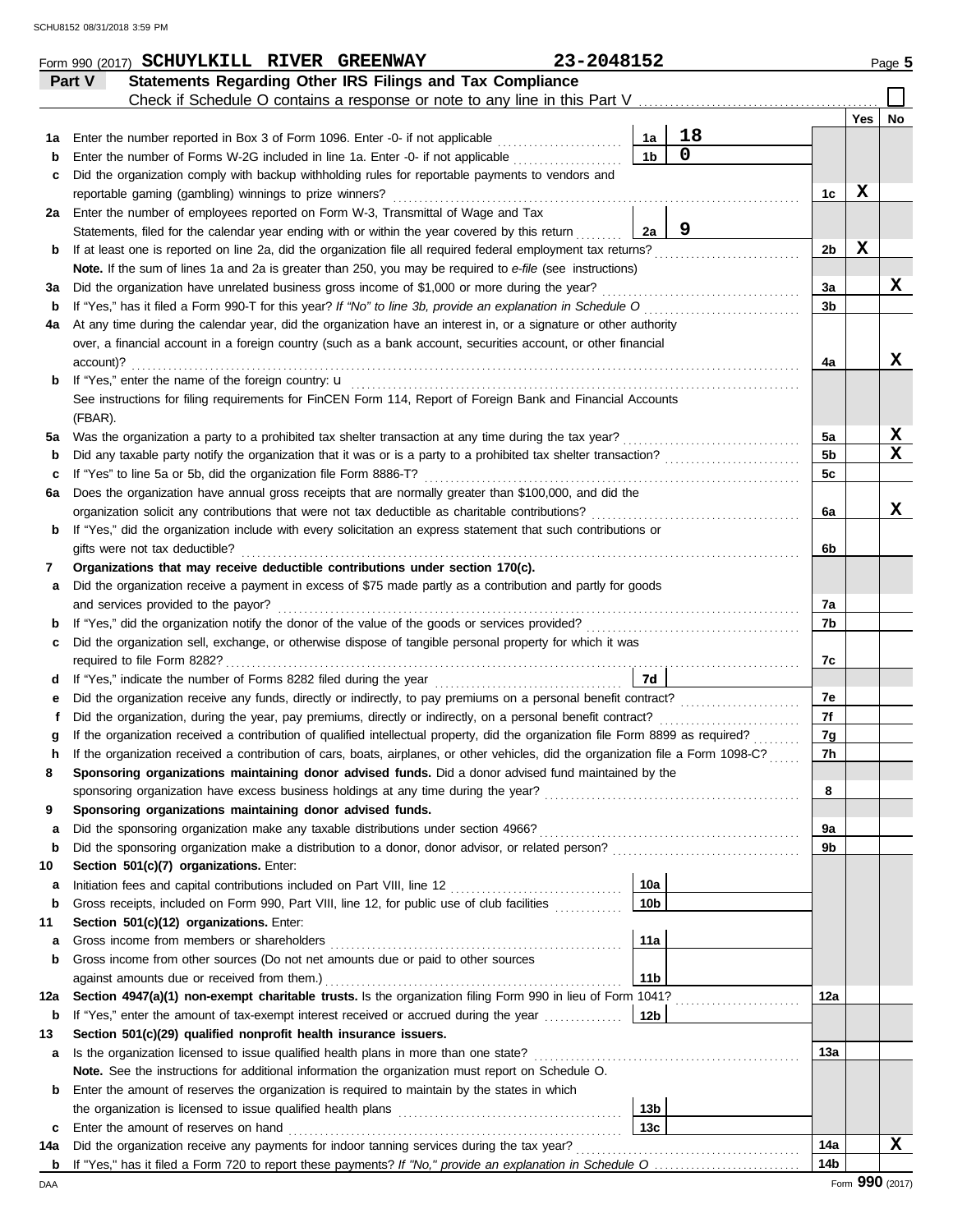Form 990 (2017) **SCHUYLKILL RIVER GREENWAY** 23-2048152 Page **5**

## Part V Statements Regarding Other IRS Filings and Tax Compliance

Check if Schedule O contains a response or note to any line in this Part V ☐

| | | | | | Yes | No |
|---|---|---|---|---|---|---|
| **1a** | Enter the number reported in Box 3 of Form 1096. Enter -0- if not applicable | 1a | 18 | | | |
| **b** | Enter the number of Forms W-2G included in line 1a. Enter -0- if not applicable | 1b | 0 | | | |
| **c** | Did the organization comply with backup withholding rules for reportable payments to vendors and reportable gaming (gambling) winnings to prize winners? | | | 1c | X | |
| **2a** | Enter the number of employees reported on Form W-3, Transmittal of Wage and Tax Statements, filed for the calendar year ending with or within the year covered by this return | 2a | 9 | | | |
| **b** | If at least one is reported on line 2a, did the organization file all required federal employment tax returns? | | | 2b | X | |
| | **Note.** If the sum of lines 1a and 2a is greater than 250, you may be required to *e-file* (see instructions) | | | | | |
| **3a** | Did the organization have unrelated business gross income of $1,000 or more during the year? | | | 3a | | X |
| **b** | If "Yes," has it filed a Form 990-T for this year? *If "No" to line 3b, provide an explanation in Schedule O* | | | 3b | | |
| **4a** | At any time during the calendar year, did the organization have an interest in, or a signature or other authority over, a financial account in a foreign country (such as a bank account, securities account, or other financial account)? | | | 4a | | X |
| **b** | If "Yes," enter the name of the foreign country: u<br>See instructions for filing requirements for FinCEN Form 114, Report of Foreign Bank and Financial Accounts (FBAR). | | | | | |
| **5a** | Was the organization a party to a prohibited tax shelter transaction at any time during the tax year? | | | 5a | | X |
| **b** | Did any taxable party notify the organization that it was or is a party to a prohibited tax shelter transaction? | | | 5b | | X |
| **c** | If "Yes" to line 5a or 5b, did the organization file Form 8886-T? | | | 5c | | |
| **6a** | Does the organization have annual gross receipts that are normally greater than $100,000, and did the organization solicit any contributions that were not tax deductible as charitable contributions? | | | 6a | | X |
| **b** | If "Yes," did the organization include with every solicitation an express statement that such contributions or gifts were not tax deductible? | | | 6b | | |
| **7** | **Organizations that may receive deductible contributions under section 170(c).** | | | | | |
| **a** | Did the organization receive a payment in excess of $75 made partly as a contribution and partly for goods and services provided to the payor? | | | 7a | | |
| **b** | If "Yes," did the organization notify the donor of the value of the goods or services provided? | | | 7b | | |
| **c** | Did the organization sell, exchange, or otherwise dispose of tangible personal property for which it was required to file Form 8282? | | | 7c | | |
| **d** | If "Yes," indicate the number of Forms 8282 filed during the year | 7d | | | | |
| **e** | Did the organization receive any funds, directly or indirectly, to pay premiums on a personal benefit contract? | | | 7e | | |
| **f** | Did the organization, during the year, pay premiums, directly or indirectly, on a personal benefit contract? | | | 7f | | |
| **g** | If the organization received a contribution of qualified intellectual property, did the organization file Form 8899 as required? | | | 7g | | |
| **h** | If the organization received a contribution of cars, boats, airplanes, or other vehicles, did the organization file a Form 1098-C? | | | 7h | | |
| **8** | **Sponsoring organizations maintaining donor advised funds.** Did a donor advised fund maintained by the sponsoring organization have excess business holdings at any time during the year? | | | 8 | | |
| **9** | **Sponsoring organizations maintaining donor advised funds.** | | | | | |
| **a** | Did the sponsoring organization make any taxable distributions under section 4966? | | | 9a | | |
| **b** | Did the sponsoring organization make a distribution to a donor, donor advisor, or related person? | | | 9b | | |
| **10** | **Section 501(c)(7) organizations.** Enter: | | | | | |
| **a** | Initiation fees and capital contributions included on Part VIII, line 12 | 10a | | | | |
| **b** | Gross receipts, included on Form 990, Part VIII, line 12, for public use of club facilities | 10b | | | | |
| **11** | **Section 501(c)(12) organizations.** Enter: | | | | | |
| **a** | Gross income from members or shareholders | 11a | | | | |
| **b** | Gross income from other sources (Do not net amounts due or paid to other sources against amounts due or received from them.) | 11b | | | | |
| **12a** | **Section 4947(a)(1) non-exempt charitable trusts.** Is the organization filing Form 990 in lieu of Form 1041? | | | 12a | | |
| **b** | If "Yes," enter the amount of tax-exempt interest received or accrued during the year | 12b | | | | |
| **13** | **Section 501(c)(29) qualified nonprofit health insurance issuers.** | | | | | |
| **a** | Is the organization licensed to issue qualified health plans in more than one state?<br>**Note.** See the instructions for additional information the organization must report on Schedule O. | | | 13a | | |
| **b** | Enter the amount of reserves the organization is required to maintain by the states in which the organization is licensed to issue qualified health plans | 13b | | | | |
| **c** | Enter the amount of reserves on hand | 13c | | | | |
| **14a** | Did the organization receive any payments for indoor tanning services during the tax year? | | | 14a | | X |
| **b** | If "Yes," has it filed a Form 720 to report these payments? *If "No," provide an explanation in Schedule O* | | | 14b | | |

DAA Form **990** (2017)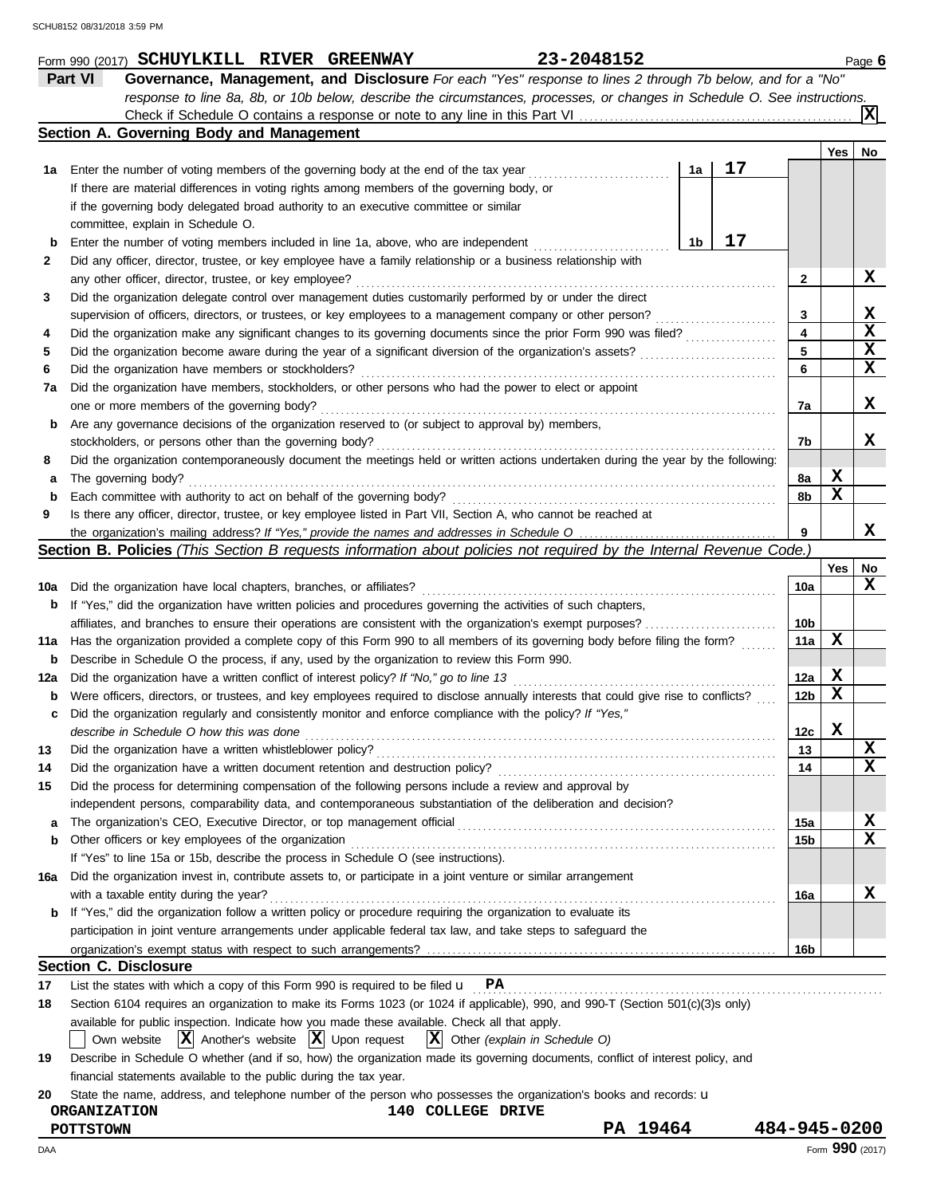Form 990 (2017) **SCHUYLKILL RIVER GREENWAY** **23-2048152** Page **6**

## Part VI Governance, Management, and Disclosure

*For each "Yes" response to lines 2 through 7b below, and for a "No" response to line 8a, 8b, or 10b below, describe the circumstances, processes, or changes in Schedule O. See instructions.*

Check if Schedule O contains a response or note to any line in this Part VI .......... [X]

### Section A. Governing Body and Management

| | | | | Yes | No |
|---|---|---|---|---|---|
| **1a** | Enter the number of voting members of the governing body at the end of the tax year ... If there are material differences in voting rights among members of the governing body, or if the governing body delegated broad authority to an executive committee or similar committee, explain in Schedule O. | 1a: 17 | | | |
| **b** | Enter the number of voting members included in line 1a, above, who are independent ... | 1b: 17 | | | |
| **2** | Did any officer, director, trustee, or key employee have a family relationship or a business relationship with any other officer, director, trustee, or key employee? | | 2 | | X |
| **3** | Did the organization delegate control over management duties customarily performed by or under the direct supervision of officers, directors, or trustees, or key employees to a management company or other person? | | 3 | | X |
| **4** | Did the organization make any significant changes to its governing documents since the prior Form 990 was filed? | | 4 | | X |
| **5** | Did the organization become aware during the year of a significant diversion of the organization's assets? | | 5 | | X |
| **6** | Did the organization have members or stockholders? | | 6 | | X |
| **7a** | Did the organization have members, stockholders, or other persons who had the power to elect or appoint one or more members of the governing body? | | 7a | | X |
| **b** | Are any governance decisions of the organization reserved to (or subject to approval by) members, stockholders, or persons other than the governing body? | | 7b | | X |
| **8** | Did the organization contemporaneously document the meetings held or written actions undertaken during the year by the following: | | | | |
| **a** | The governing body? | | 8a | X | |
| **b** | Each committee with authority to act on behalf of the governing body? | | 8b | X | |
| **9** | Is there any officer, director, trustee, or key employee listed in Part VII, Section A, who cannot be reached at the organization's mailing address? *If "Yes," provide the names and addresses in Schedule O* | | 9 | | X |

### Section B. Policies *(This Section B requests information about policies not required by the Internal Revenue Code.)*

| | | | Yes | No |
|---|---|---|---|---|
| **10a** | Did the organization have local chapters, branches, or affiliates? | 10a | | X |
| **b** | If "Yes," did the organization have written policies and procedures governing the activities of such chapters, affiliates, and branches to ensure their operations are consistent with the organization's exempt purposes? | 10b | | |
| **11a** | Has the organization provided a complete copy of this Form 990 to all members of its governing body before filing the form? | 11a | X | |
| **b** | Describe in Schedule O the process, if any, used by the organization to review this Form 990. | | | |
| **12a** | Did the organization have a written conflict of interest policy? *If "No," go to line 13* | 12a | X | |
| **b** | Were officers, directors, or trustees, and key employees required to disclose annually interests that could give rise to conflicts? | 12b | X | |
| **c** | Did the organization regularly and consistently monitor and enforce compliance with the policy? *If "Yes," describe in Schedule O how this was done* | 12c | X | |
| **13** | Did the organization have a written whistleblower policy? | 13 | | X |
| **14** | Did the organization have a written document retention and destruction policy? | 14 | | X |
| **15** | Did the process for determining compensation of the following persons include a review and approval by independent persons, comparability data, and contemporaneous substantiation of the deliberation and decision? | | | |
| **a** | The organization's CEO, Executive Director, or top management official | 15a | | X |
| **b** | Other officers or key employees of the organization | 15b | | X |
| | If "Yes" to line 15a or 15b, describe the process in Schedule O (see instructions). | | | |
| **16a** | Did the organization invest in, contribute assets to, or participate in a joint venture or similar arrangement with a taxable entity during the year? | 16a | | X |
| **b** | If "Yes," did the organization follow a written policy or procedure requiring the organization to evaluate its participation in joint venture arrangements under applicable federal tax law, and take steps to safeguard the organization's exempt status with respect to such arrangements? | 16b | | |

### Section C. Disclosure

**17** List the states with which a copy of this Form 990 is required to be filed u **PA**

**18** Section 6104 requires an organization to make its Forms 1023 (or 1024 if applicable), 990, and 990-T (Section 501(c)(3)s only) available for public inspection. Indicate how you made these available. Check all that apply.

[ ] Own website [X] Another's website [X] Upon request [X] Other *(explain in Schedule O)*

**19** Describe in Schedule O whether (and if so, how) the organization made its governing documents, conflict of interest policy, and financial statements available to the public during the tax year.

**20** State the name, address, and telephone number of the person who possesses the organization's books and records: u

**ORGANIZATION** **140 COLLEGE DRIVE**
**POTTSTOWN** **PA 19464** **484-945-0200**

DAA Form **990** (2017)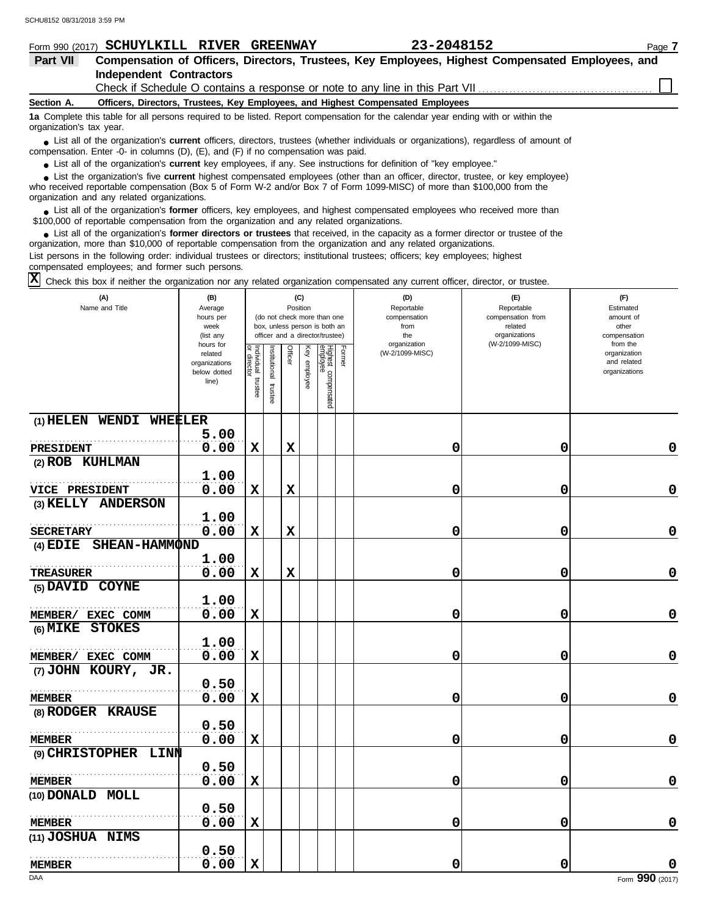Form 990 (2017) **SCHUYLKILL RIVER GREENWAY** **23-2048152** Page **7**

## Part VII Compensation of Officers, Directors, Trustees, Key Employees, Highest Compensated Employees, and Independent Contractors

Check if Schedule O contains a response or note to any line in this Part VII ☐

**Section A. Officers, Directors, Trustees, Key Employees, and Highest Compensated Employees**

**1a** Complete this table for all persons required to be listed. Report compensation for the calendar year ending with or within the organization's tax year.

- List all of the organization's **current** officers, directors, trustees (whether individuals or organizations), regardless of amount of compensation. Enter -0- in columns (D), (E), and (F) if no compensation was paid.
- List all of the organization's **current** key employees, if any. See instructions for definition of "key employee."
- List the organization's five **current** highest compensated employees (other than an officer, director, trustee, or key employee) who received reportable compensation (Box 5 of Form W-2 and/or Box 7 of Form 1099-MISC) of more than $100,000 from the organization and any related organizations.
- List all of the organization's **former** officers, key employees, and highest compensated employees who received more than $100,000 of reportable compensation from the organization and any related organizations.
- List all of the organization's **former directors or trustees** that received, in the capacity as a former director or trustee of the organization, more than $10,000 of reportable compensation from the organization and any related organizations.

List persons in the following order: individual trustees or directors; institutional trustees; officers; key employees; highest compensated employees; and former such persons.

☒ Check this box if neither the organization nor any related organization compensated any current officer, director, or trustee.

| (A) Name and Title | (B) Average hours per week (list any hours for related organizations below dotted line) | (C) Position (do not check more than one box, unless person is both an officer and a director/trustee) | | | | | | (D) Reportable compensation from the organization (W-2/1099-MISC) | (E) Reportable compensation from related organizations (W-2/1099-MISC) | (F) Estimated amount of other compensation from the organization and related organizations |
|---|---|---|---|---|---|---|---|---|---|---|
| | | Individual trustee or director | Institutional trustee | Officer | Key employee | Highest compensated employee | Former | | | |
| (1) HELEN WENDI WHEELER<br>PRESIDENT | 5.00<br>0.00 | X | | X | | | | 0 | 0 | 0 |
| (2) ROB KUHLMAN<br>VICE PRESIDENT | 1.00<br>0.00 | X | | X | | | | 0 | 0 | 0 |
| (3) KELLY ANDERSON<br>SECRETARY | 1.00<br>0.00 | X | | X | | | | 0 | 0 | 0 |
| (4) EDIE SHEAN-HAMMOND<br>TREASURER | 1.00<br>0.00 | X | | X | | | | 0 | 0 | 0 |
| (5) DAVID COYNE<br>MEMBER/ EXEC COMM | 1.00<br>0.00 | X | | | | | | 0 | 0 | 0 |
| (6) MIKE STOKES<br>MEMBER/ EXEC COMM | 1.00<br>0.00 | X | | | | | | 0 | 0 | 0 |
| (7) JOHN KOURY, JR.<br>MEMBER | 0.50<br>0.00 | X | | | | | | 0 | 0 | 0 |
| (8) RODGER KRAUSE<br>MEMBER | 0.50<br>0.00 | X | | | | | | 0 | 0 | 0 |
| (9) CHRISTOPHER LINN<br>MEMBER | 0.50<br>0.00 | X | | | | | | 0 | 0 | 0 |
| (10) DONALD MOLL<br>MEMBER | 0.50<br>0.00 | X | | | | | | 0 | 0 | 0 |
| (11) JOSHUA NIMS<br>MEMBER | 0.50<br>0.00 | X | | | | | | 0 | 0 | 0 |

Form **990** (2017)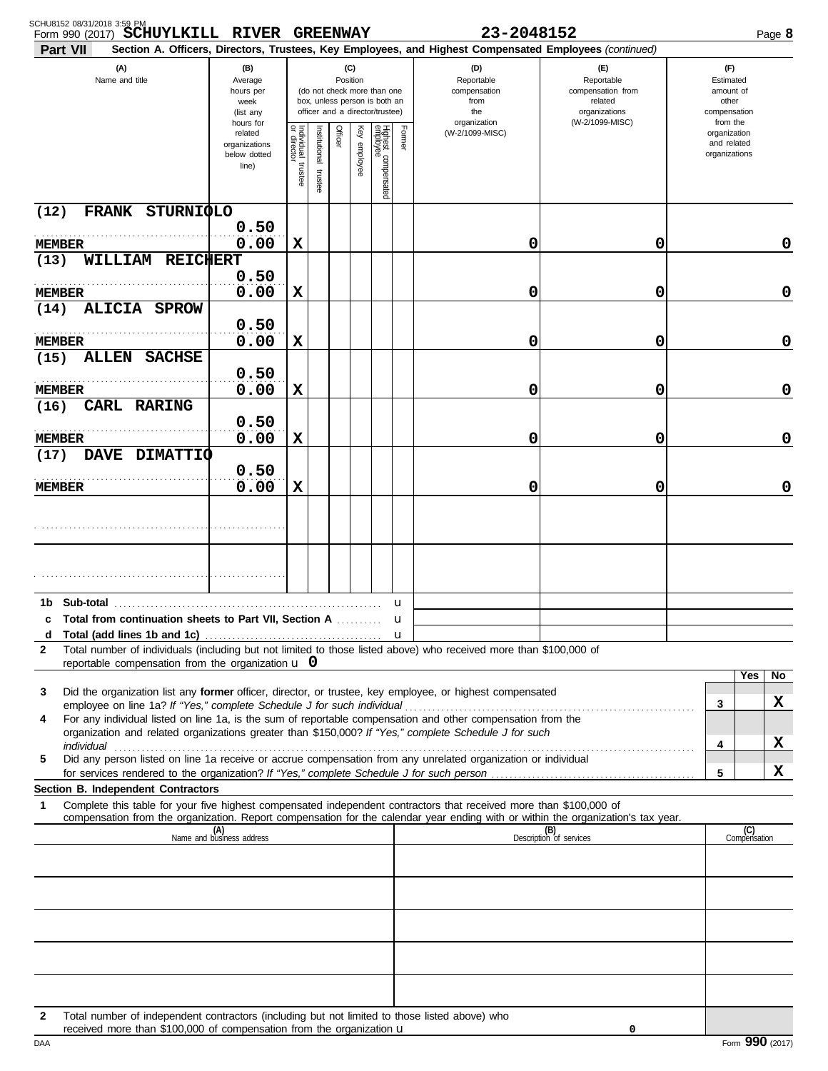Form 990 (2017) **SCHUYLKILL RIVER GREENWAY** **23-2048152**

**Part VII** **Section A. Officers, Directors, Trustees, Key Employees, and Highest Compensated Employees** *(continued)*

| (A) Name and title | (B) Average hours per week (list any hours for related organizations below dotted line) | (C) Position: Individual trustee or director | Institutional trustee | Officer | Key employee | Highest compensated employee | Former | (D) Reportable compensation from the organization (W-2/1099-MISC) | (E) Reportable compensation from related organizations (W-2/1099-MISC) | (F) Estimated amount of other compensation from the organization and related organizations |
|---|---|---|---|---|---|---|---|---|---|---|
| (12) FRANK STURNIOLO<br>MEMBER | 0.50<br>0.00 | X | | | | | | 0 | 0 | 0 |
| (13) WILLIAM REICHERT<br>MEMBER | 0.50<br>0.00 | X | | | | | | 0 | 0 | 0 |
| (14) ALICIA SPROW<br>MEMBER | 0.50<br>0.00 | X | | | | | | 0 | 0 | 0 |
| (15) ALLEN SACHSE<br>MEMBER | 0.50<br>0.00 | X | | | | | | 0 | 0 | 0 |
| (16) CARL RARING<br>MEMBER | 0.50<br>0.00 | X | | | | | | 0 | 0 | 0 |
| (17) DAVE DIMATTIO<br>MEMBER | 0.50<br>0.00 | X | | | | | | 0 | 0 | 0 |
| | | | | | | | | | | |
| | | | | | | | | | | |

**1b Sub-total** ▶

**c Total from continuation sheets to Part VII, Section A** ▶

**d Total (add lines 1b and 1c)** ▶

**2** Total number of individuals (including but not limited to those listed above) who received more than $100,000 of reportable compensation from the organization ▶ **0**

| | | | Yes | No |
|---|---|---|---|---|
| **3** | Did the organization list any **former** officer, director, or trustee, key employee, or highest compensated employee on line 1a? *If "Yes," complete Schedule J for such individual* | 3 | | X |
| **4** | For any individual listed on line 1a, is the sum of reportable compensation and other compensation from the organization and related organizations greater than $150,000? *If "Yes," complete Schedule J for such individual* | 4 | | X |
| **5** | Did any person listed on line 1a receive or accrue compensation from any unrelated organization or individual for services rendered to the organization? *If "Yes," complete Schedule J for such person* | 5 | | X |

**Section B. Independent Contractors**

**1** Complete this table for your five highest compensated independent contractors that received more than $100,000 of compensation from the organization. Report compensation for the calendar year ending with or within the organization's tax year.

| (A) Name and business address | (B) Description of services | (C) Compensation |
|---|---|---|
| | | |
| | | |
| | | |
| | | |
| | | |

**2** Total number of independent contractors (including but not limited to those listed above) who received more than $100,000 of compensation from the organization ▶ **0**

Form **990** (2017)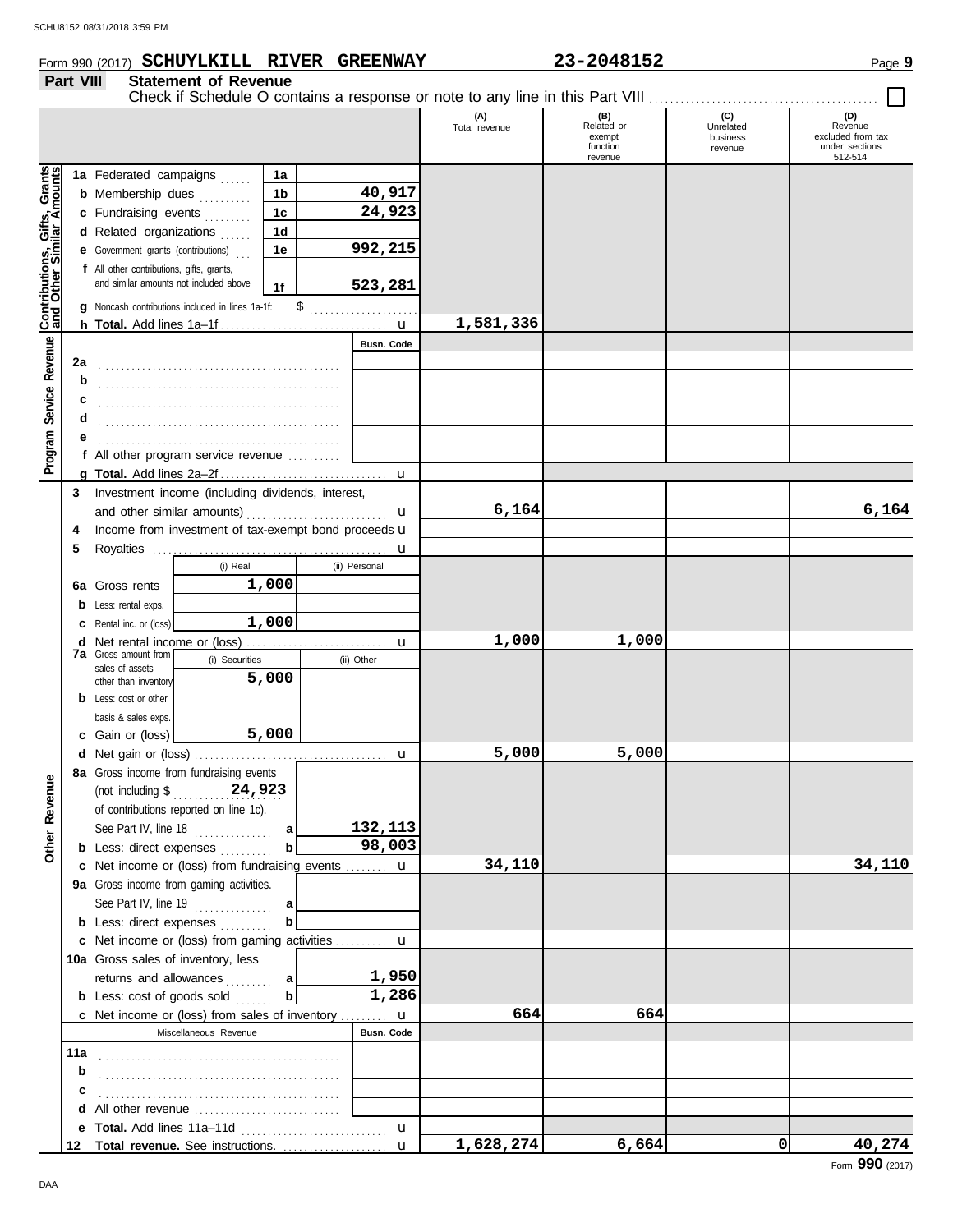Form 990 (2017) **SCHUYLKILL RIVER GREENWAY** **23-2048152** Page **9**

## Part VIII Statement of Revenue

Check if Schedule O contains a response or note to any line in this Part VIII ☐

| | | | (A) Total revenue | (B) Related or exempt function revenue | (C) Unrelated business revenue | (D) Revenue excluded from tax under sections 512-514 |
|---|---|---|---|---|---|---|
| **Contributions, Gifts, Grants and Other Similar Amounts** | | | | | | |
| 1a Federated campaigns | 1a | | | | | |
| b Membership dues | 1b | 40,917 | | | | |
| c Fundraising events | 1c | 24,923 | | | | |
| d Related organizations | 1d | | | | | |
| e Government grants (contributions) | 1e | 992,215 | | | | |
| f All other contributions, gifts, grants, and similar amounts not included above | 1f | 523,281 | | | | |
| g Noncash contributions included in lines 1a-1f: $ | | | | | | |
| h **Total.** Add lines 1a–1f | | | 1,581,336 | | | |
| **Program Service Revenue** | | Busn. Code | | | | |
| 2a | | | | | | |
| b | | | | | | |
| c | | | | | | |
| d | | | | | | |
| e | | | | | | |
| f All other program service revenue | | | | | | |
| g **Total.** Add lines 2a–2f | | | | | | |
| 3 Investment income (including dividends, interest, and other similar amounts) | | | 6,164 | | | 6,164 |
| 4 Income from investment of tax-exempt bond proceeds | | | | | | |
| 5 Royalties | | | | | | |
| | (i) Real | (ii) Personal | | | | |
| 6a Gross rents | 1,000 | | | | | |
| b Less: rental exps. | | | | | | |
| c Rental inc. or (loss) | 1,000 | | | | | |
| d Net rental income or (loss) | | | 1,000 | 1,000 | | |
| 7a Gross amount from sales of assets other than inventory | (i) Securities: 5,000 | (ii) Other | | | | |
| b Less: cost or other basis & sales exps. | | | | | | |
| c Gain or (loss) | 5,000 | | | | | |
| d Net gain or (loss) | | | 5,000 | 5,000 | | |
| **Other Revenue** | | | | | | |
| 8a Gross income from fundraising events (not including $ 24,923 of contributions reported on line 1c). See Part IV, line 18 | a | 132,113 | | | | |
| b Less: direct expenses | b | 98,003 | | | | |
| c Net income or (loss) from fundraising events | | | 34,110 | | | 34,110 |
| 9a Gross income from gaming activities. See Part IV, line 19 | a | | | | | |
| b Less: direct expenses | b | | | | | |
| c Net income or (loss) from gaming activities | | | | | | |
| 10a Gross sales of inventory, less returns and allowances | a | 1,950 | | | | |
| b Less: cost of goods sold | b | 1,286 | | | | |
| c Net income or (loss) from sales of inventory | | | 664 | 664 | | |
| Miscellaneous Revenue | | Busn. Code | | | | |
| 11a | | | | | | |
| b | | | | | | |
| c | | | | | | |
| d All other revenue | | | | | | |
| e **Total.** Add lines 11a–11d | | | | | | |
| 12 **Total revenue.** See instructions. | | | 1,628,274 | 6,664 | 0 | 40,274 |

Form **990** (2017)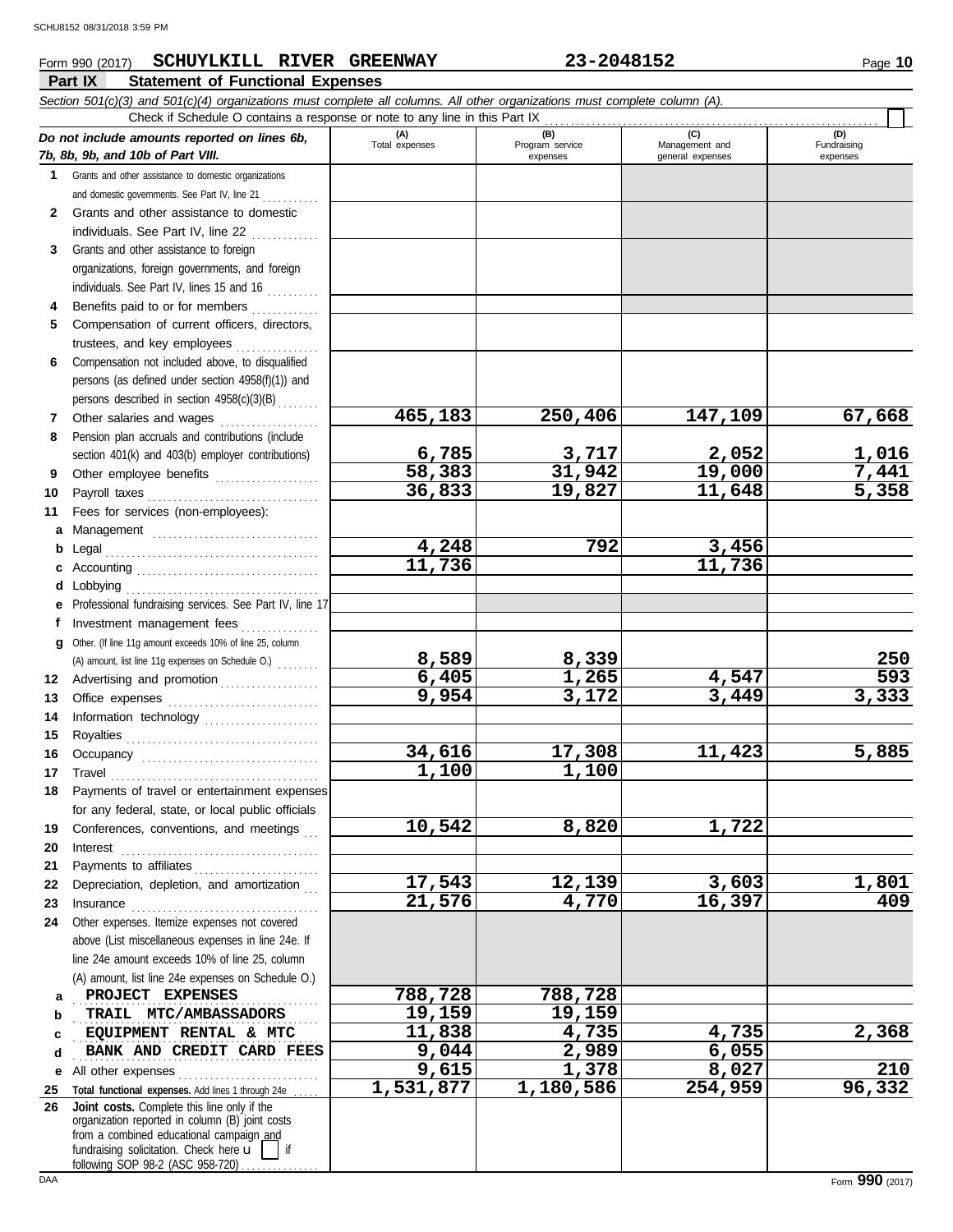Form 990 (2017) **SCHUYLKILL RIVER GREENWAY** **23-2048152** Page **10**

## Part IX Statement of Functional Expenses

*Section 501(c)(3) and 501(c)(4) organizations must complete all columns. All other organizations must complete column (A).*

Check if Schedule O contains a response or note to any line in this Part IX . . . . . . . . . . . . . . . . . . . . . . . . . . . . . . . . . . . . . . . . . . . . . . . . . . . . . . . . . . . . . . . . . . . . . . ☐

| *Do not include amounts reported on lines 6b, 7b, 8b, 9b, and 10b of Part VIII.* | (A) Total expenses | (B) Program service expenses | (C) Management and general expenses | (D) Fundraising expenses |
|---|---|---|---|---|
| **1** Grants and other assistance to domestic organizations and domestic governments. See Part IV, line 21 | | | | |
| **2** Grants and other assistance to domestic individuals. See Part IV, line 22 | | | | |
| **3** Grants and other assistance to foreign organizations, foreign governments, and foreign individuals. See Part IV, lines 15 and 16 | | | | |
| **4** Benefits paid to or for members | | | | |
| **5** Compensation of current officers, directors, trustees, and key employees | | | | |
| **6** Compensation not included above, to disqualified persons (as defined under section 4958(f)(1)) and persons described in section 4958(c)(3)(B) | | | | |
| **7** Other salaries and wages | **465,183** | **250,406** | **147,109** | **67,668** |
| **8** Pension plan accruals and contributions (include section 401(k) and 403(b) employer contributions) | **6,785** | **3,717** | **2,052** | **1,016** |
| **9** Other employee benefits | **58,383** | **31,942** | **19,000** | **7,441** |
| **10** Payroll taxes | **36,833** | **19,827** | **11,648** | **5,358** |
| **11** Fees for services (non-employees): | | | | |
| **a** Management | | | | |
| **b** Legal | **4,248** | **792** | **3,456** | |
| **c** Accounting | **11,736** | | **11,736** | |
| **d** Lobbying | | | | |
| **e** Professional fundraising services. See Part IV, line 17 | | | | |
| **f** Investment management fees | | | | |
| **g** Other. (If line 11g amount exceeds 10% of line 25, column (A) amount, list line 11g expenses on Schedule O.) | **8,589** | **8,339** | | **250** |
| **12** Advertising and promotion | **6,405** | **1,265** | **4,547** | **593** |
| **13** Office expenses | **9,954** | **3,172** | **3,449** | **3,333** |
| **14** Information technology | | | | |
| **15** Royalties | | | | |
| **16** Occupancy | **34,616** | **17,308** | **11,423** | **5,885** |
| **17** Travel | **1,100** | **1,100** | | |
| **18** Payments of travel or entertainment expenses for any federal, state, or local public officials | | | | |
| **19** Conferences, conventions, and meetings | **10,542** | **8,820** | **1,722** | |
| **20** Interest | | | | |
| **21** Payments to affiliates | | | | |
| **22** Depreciation, depletion, and amortization | **17,543** | **12,139** | **3,603** | **1,801** |
| **23** Insurance | **21,576** | **4,770** | **16,397** | **409** |
| **24** Other expenses. Itemize expenses not covered above (List miscellaneous expenses in line 24e. If line 24e amount exceeds 10% of line 25, column (A) amount, list line 24e expenses on Schedule O.) | | | | |
| **a** PROJECT EXPENSES | **788,728** | **788,728** | | |
| **b** TRAIL MTC/AMBASSADORS | **19,159** | **19,159** | | |
| **c** EQUIPMENT RENTAL & MTC | **11,838** | **4,735** | **4,735** | **2,368** |
| **d** BANK AND CREDIT CARD FEES | **9,044** | **2,989** | **6,055** | |
| **e** All other expenses | **9,615** | **1,378** | **8,027** | **210** |
| **25 Total functional expenses.** Add lines 1 through 24e | **1,531,877** | **1,180,586** | **254,959** | **96,332** |
| **26 Joint costs.** Complete this line only if the organization reported in column (B) joint costs from a combined educational campaign and fundraising solicitation. Check here ☐ if following SOP 98-2 (ASC 958-720) | | | | |

Form **990** (2017)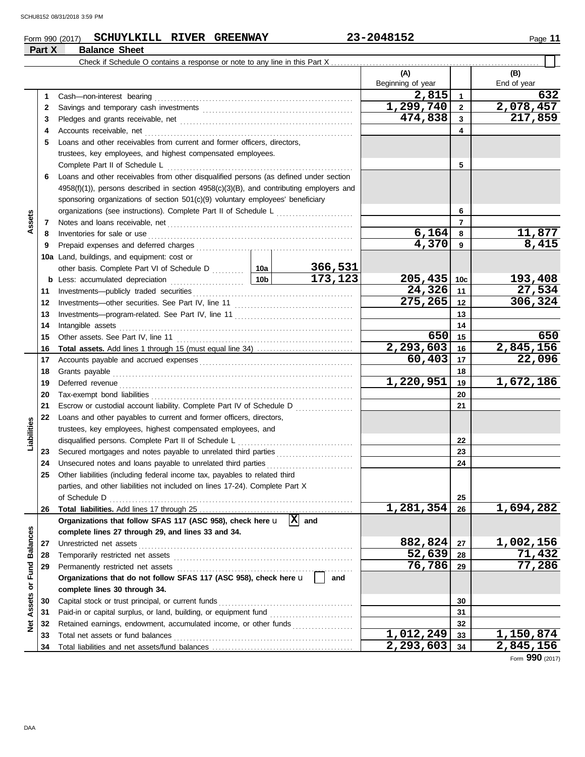Form 990 (2017) **SCHUYLKILL RIVER GREENWAY** **23-2048152**

## Part X Balance Sheet

Check if Schedule O contains a response or note to any line in this Part X ☐

| | | | | (A) Beginning of year | | (B) End of year |
|---|---|---|---|---|---|---|
| **Assets** | 1 | Cash—non-interest bearing | | 2,815 | 1 | 632 |
| | 2 | Savings and temporary cash investments | | 1,299,740 | 2 | 2,078,457 |
| | 3 | Pledges and grants receivable, net | | 474,838 | 3 | 217,859 |
| | 4 | Accounts receivable, net | | | 4 | |
| | 5 | Loans and other receivables from current and former officers, directors, trustees, key employees, and highest compensated employees. Complete Part II of Schedule L | | | 5 | |
| | 6 | Loans and other receivables from other disqualified persons (as defined under section 4958(f)(1)), persons described in section 4958(c)(3)(B), and contributing employers and sponsoring organizations of section 501(c)(9) voluntary employees' beneficiary organizations (see instructions). Complete Part II of Schedule L | | | 6 | |
| | 7 | Notes and loans receivable, net | | | 7 | |
| | 8 | Inventories for sale or use | | 6,164 | 8 | 11,877 |
| | 9 | Prepaid expenses and deferred charges | | 4,370 | 9 | 8,415 |
| | 10a | Land, buildings, and equipment: cost or other basis. Complete Part VI of Schedule D | 10a 366,531 | | | |
| | b | Less: accumulated depreciation | 10b 173,123 | 205,435 | 10c | 193,408 |
| | 11 | Investments—publicly traded securities | | 24,326 | 11 | 27,534 |
| | 12 | Investments—other securities. See Part IV, line 11 | | 275,265 | 12 | 306,324 |
| | 13 | Investments—program-related. See Part IV, line 11 | | | 13 | |
| | 14 | Intangible assets | | | 14 | |
| | 15 | Other assets. See Part IV, line 11 | | 650 | 15 | 650 |
| | 16 | **Total assets.** Add lines 1 through 15 (must equal line 34) | | 2,293,603 | 16 | 2,845,156 |
| **Liabilities** | 17 | Accounts payable and accrued expenses | | 60,403 | 17 | 22,096 |
| | 18 | Grants payable | | | 18 | |
| | 19 | Deferred revenue | | 1,220,951 | 19 | 1,672,186 |
| | 20 | Tax-exempt bond liabilities | | | 20 | |
| | 21 | Escrow or custodial account liability. Complete Part IV of Schedule D | | | 21 | |
| | 22 | Loans and other payables to current and former officers, directors, trustees, key employees, highest compensated employees, and disqualified persons. Complete Part II of Schedule L | | | 22 | |
| | 23 | Secured mortgages and notes payable to unrelated third parties | | | 23 | |
| | 24 | Unsecured notes and loans payable to unrelated third parties | | | 24 | |
| | 25 | Other liabilities (including federal income tax, payables to related third parties, and other liabilities not included on lines 17-24). Complete Part X of Schedule D | | | 25 | |
| | 26 | **Total liabilities.** Add lines 17 through 25 | | 1,281,354 | 26 | 1,694,282 |
| **Net Assets or Fund Balances** | | **Organizations that follow SFAS 117 (ASC 958), check here** ☒ **and complete lines 27 through 29, and lines 33 and 34.** | | | | |
| | 27 | Unrestricted net assets | | 882,824 | 27 | 1,002,156 |
| | 28 | Temporarily restricted net assets | | 52,639 | 28 | 71,432 |
| | 29 | Permanently restricted net assets | | 76,786 | 29 | 77,286 |
| | | **Organizations that do not follow SFAS 117 (ASC 958), check here** ☐ **and complete lines 30 through 34.** | | | | |
| | 30 | Capital stock or trust principal, or current funds | | | 30 | |
| | 31 | Paid-in or capital surplus, or land, building, or equipment fund | | | 31 | |
| | 32 | Retained earnings, endowment, accumulated income, or other funds | | | 32 | |
| | 33 | Total net assets or fund balances | | 1,012,249 | 33 | 1,150,874 |
| | 34 | Total liabilities and net assets/fund balances | | 2,293,603 | 34 | 2,845,156 |

Form **990** (2017)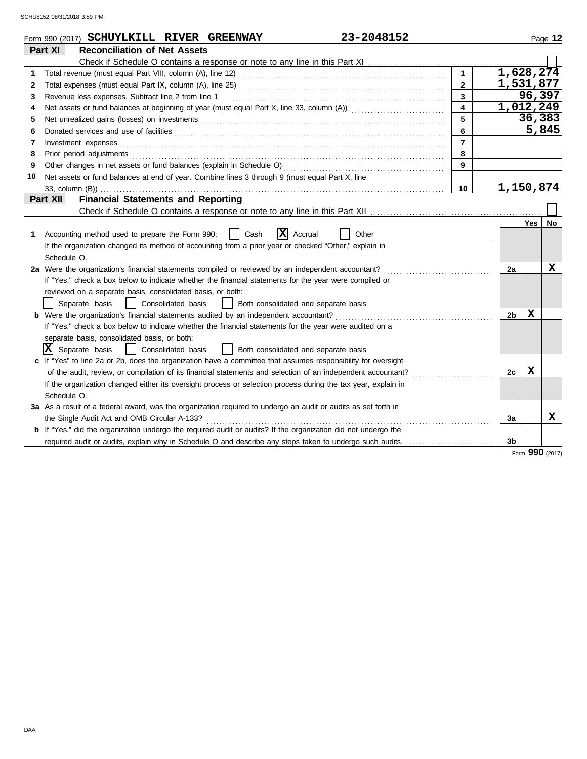Form 990 (2017) **SCHUYLKILL RIVER GREENWAY** **23-2048152**

## Part XI Reconciliation of Net Assets

Check if Schedule O contains a response or note to any line in this Part XI ☐

| | | | |
|---|---|---|---|
| 1 | Total revenue (must equal Part VIII, column (A), line 12) | 1 | 1,628,274 |
| 2 | Total expenses (must equal Part IX, column (A), line 25) | 2 | 1,531,877 |
| 3 | Revenue less expenses. Subtract line 2 from line 1 | 3 | 96,397 |
| 4 | Net assets or fund balances at beginning of year (must equal Part X, line 33, column (A)) | 4 | 1,012,249 |
| 5 | Net unrealized gains (losses) on investments | 5 | 36,383 |
| 6 | Donated services and use of facilities | 6 | 5,845 |
| 7 | Investment expenses | 7 | |
| 8 | Prior period adjustments | 8 | |
| 9 | Other changes in net assets or fund balances (explain in Schedule O) | 9 | |
| 10 | Net assets or fund balances at end of year. Combine lines 3 through 9 (must equal Part X, line 33, column (B)) | 10 | 1,150,874 |

## Part XII Financial Statements and Reporting

Check if Schedule O contains a response or note to any line in this Part XII ☐

| | | | Yes | No |
|---|---|---|---|---|
| 1 | Accounting method used to prepare the Form 990: ☐ Cash ☒ Accrual ☐ Other<br>If the organization changed its method of accounting from a prior year or checked "Other," explain in Schedule O. | | | |
| 2a | Were the organization's financial statements compiled or reviewed by an independent accountant?<br>If "Yes," check a box below to indicate whether the financial statements for the year were compiled or reviewed on a separate basis, consolidated basis, or both:<br>☐ Separate basis ☐ Consolidated basis ☐ Both consolidated and separate basis | 2a | | X |
| b | Were the organization's financial statements audited by an independent accountant?<br>If "Yes," check a box below to indicate whether the financial statements for the year were audited on a separate basis, consolidated basis, or both:<br>☒ Separate basis ☐ Consolidated basis ☐ Both consolidated and separate basis | 2b | X | |
| c | If "Yes" to line 2a or 2b, does the organization have a committee that assumes responsibility for oversight of the audit, review, or compilation of its financial statements and selection of an independent accountant?<br>If the organization changed either its oversight process or selection process during the tax year, explain in Schedule O. | 2c | X | |
| 3a | As a result of a federal award, was the organization required to undergo an audit or audits as set forth in the Single Audit Act and OMB Circular A-133? | 3a | | X |
| b | If "Yes," did the organization undergo the required audit or audits? If the organization did not undergo the required audit or audits, explain why in Schedule O and describe any steps taken to undergo such audits. | 3b | | |

Form **990** (2017)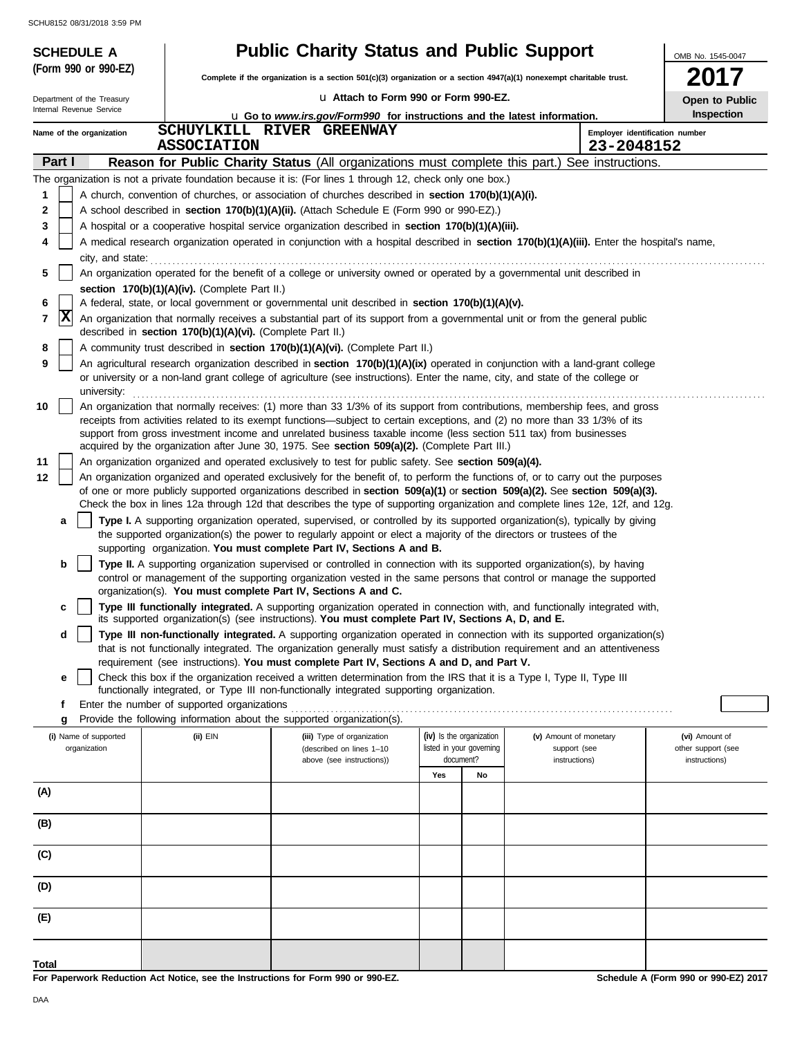SCHU8152 08/31/2018 3:59 PM

**SCHEDULE A (Form 990 or 990-EZ)**

Department of the Treasury
Internal Revenue Service

# Public Charity Status and Public Support

**Complete if the organization is a section 501(c)(3) organization or a section 4947(a)(1) nonexempt charitable trust.**

u **Attach to Form 990 or Form 990-EZ.**

u **Go to** ***www.irs.gov/Form990*** **for instructions and the latest information.**

OMB No. 1545-0047

**2017**

**Open to Public Inspection**

Name of the organization: **SCHUYLKILL RIVER GREENWAY ASSOCIATION**

Employer identification number: **23-2048152**

## Part I — Reason for Public Charity Status (All organizations must complete this part.) See instructions.

The organization is not a private foundation because it is: (For lines 1 through 12, check only one box.)

1. [ ] A church, convention of churches, or association of churches described in **section 170(b)(1)(A)(i).**
2. [ ] A school described in **section 170(b)(1)(A)(ii).** (Attach Schedule E (Form 990 or 990-EZ).)
3. [ ] A hospital or a cooperative hospital service organization described in **section 170(b)(1)(A)(iii).**
4. [ ] A medical research organization operated in conjunction with a hospital described in **section 170(b)(1)(A)(iii).** Enter the hospital's name, city, and state:
5. [ ] An organization operated for the benefit of a college or university owned or operated by a governmental unit described in **section 170(b)(1)(A)(iv).** (Complete Part II.)
6. [ ] A federal, state, or local government or governmental unit described in **section 170(b)(1)(A)(v).**
7. [X] An organization that normally receives a substantial part of its support from a governmental unit or from the general public described in **section 170(b)(1)(A)(vi).** (Complete Part II.)
8. [ ] A community trust described in **section 170(b)(1)(A)(vi).** (Complete Part II.)
9. [ ] An agricultural research organization described in **section 170(b)(1)(A)(ix)** operated in conjunction with a land-grant college or university or a non-land grant college of agriculture (see instructions). Enter the name, city, and state of the college or university:
10. [ ] An organization that normally receives: (1) more than 33 1/3% of its support from contributions, membership fees, and gross receipts from activities related to its exempt functions—subject to certain exceptions, and (2) no more than 33 1/3% of its support from gross investment income and unrelated business taxable income (less section 511 tax) from businesses acquired by the organization after June 30, 1975. See **section 509(a)(2).** (Complete Part III.)
11. [ ] An organization organized and operated exclusively to test for public safety. See **section 509(a)(4).**
12. [ ] An organization organized and operated exclusively for the benefit of, to perform the functions of, or to carry out the purposes of one or more publicly supported organizations described in **section 509(a)(1)** or **section 509(a)(2).** See **section 509(a)(3).** Check the box in lines 12a through 12d that describes the type of supporting organization and complete lines 12e, 12f, and 12g.
   - **a** [ ] **Type I.** A supporting organization operated, supervised, or controlled by its supported organization(s), typically by giving the supported organization(s) the power to regularly appoint or elect a majority of the directors or trustees of the supporting organization. **You must complete Part IV, Sections A and B.**
   - **b** [ ] **Type II.** A supporting organization supervised or controlled in connection with its supported organization(s), by having control or management of the supporting organization vested in the same persons that control or manage the supported organization(s). **You must complete Part IV, Sections A and C.**
   - **c** [ ] **Type III functionally integrated.** A supporting organization operated in connection with, and functionally integrated with, its supported organization(s) (see instructions). **You must complete Part IV, Sections A, D, and E.**
   - **d** [ ] **Type III non-functionally integrated.** A supporting organization operated in connection with its supported organization(s) that is not functionally integrated. The organization generally must satisfy a distribution requirement and an attentiveness requirement (see instructions). **You must complete Part IV, Sections A and D, and Part V.**
   - **e** [ ] Check this box if the organization received a written determination from the IRS that it is a Type I, Type II, Type III functionally integrated, or Type III non-functionally integrated supporting organization.
   - **f** Enter the number of supported organizations
   - **g** Provide the following information about the supported organization(s).

| (i) Name of supported organization | (ii) EIN | (iii) Type of organization (described on lines 1–10 above (see instructions)) | (iv) Is the organization listed in your governing document? Yes | No | (v) Amount of monetary support (see instructions) | (vi) Amount of other support (see instructions) |
|---|---|---|---|---|---|---|
| (A) | | | | | | |
| (B) | | | | | | |
| (C) | | | | | | |
| (D) | | | | | | |
| (E) | | | | | | |
| **Total** | | | | | | |

**For Paperwork Reduction Act Notice, see the Instructions for Form 990 or 990-EZ.**

**Schedule A (Form 990 or 990-EZ) 2017**

DAA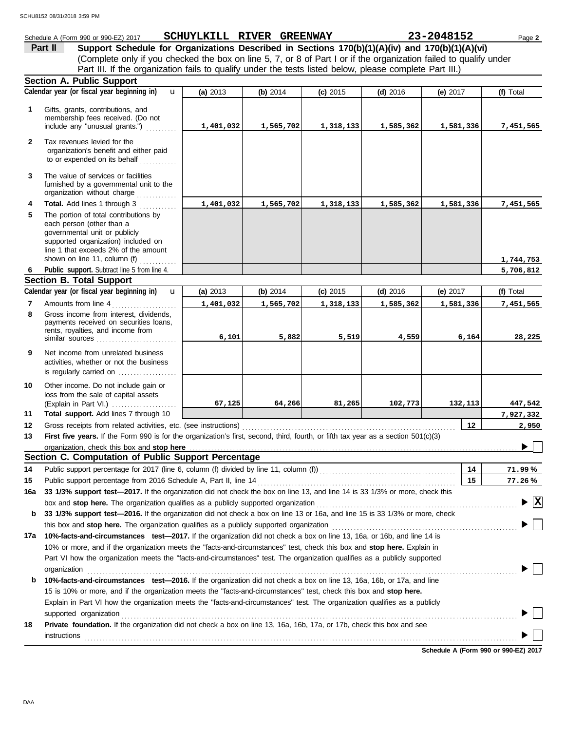Schedule A (Form 990 or 990-EZ) 2017 **SCHUYLKILL RIVER GREENWAY** **23-2048152** Page **2**

## Part II — Support Schedule for Organizations Described in Sections 170(b)(1)(A)(iv) and 170(b)(1)(A)(vi)

(Complete only if you checked the box on line 5, 7, or 8 of Part I or if the organization failed to qualify under Part III. If the organization fails to qualify under the tests listed below, please complete Part III.)

### Section A. Public Support

| | Calendar year (or fiscal year beginning in) | (a) 2013 | (b) 2014 | (c) 2015 | (d) 2016 | (e) 2017 | (f) Total |
|---|---|---|---|---|---|---|---|
| 1 | Gifts, grants, contributions, and membership fees received. (Do not include any "unusual grants.") | 1,401,032 | 1,565,702 | 1,318,133 | 1,585,362 | 1,581,336 | 7,451,565 |
| 2 | Tax revenues levied for the organization's benefit and either paid to or expended on its behalf | | | | | | |
| 3 | The value of services or facilities furnished by a governmental unit to the organization without charge | | | | | | |
| 4 | **Total.** Add lines 1 through 3 | 1,401,032 | 1,565,702 | 1,318,133 | 1,585,362 | 1,581,336 | 7,451,565 |
| 5 | The portion of total contributions by each person (other than a governmental unit or publicly supported organization) included on line 1 that exceeds 2% of the amount shown on line 11, column (f) | | | | | | 1,744,753 |
| 6 | **Public support.** Subtract line 5 from line 4. | | | | | | 5,706,812 |

### Section B. Total Support

| | Calendar year (or fiscal year beginning in) | (a) 2013 | (b) 2014 | (c) 2015 | (d) 2016 | (e) 2017 | (f) Total |
|---|---|---|---|---|---|---|---|
| 7 | Amounts from line 4 | 1,401,032 | 1,565,702 | 1,318,133 | 1,585,362 | 1,581,336 | 7,451,565 |
| 8 | Gross income from interest, dividends, payments received on securities loans, rents, royalties, and income from similar sources | 6,101 | 5,882 | 5,519 | 4,559 | 6,164 | 28,225 |
| 9 | Net income from unrelated business activities, whether or not the business is regularly carried on | | | | | | |
| 10 | Other income. Do not include gain or loss from the sale of capital assets (Explain in Part VI.) | 67,125 | 64,266 | 81,265 | 102,773 | 132,113 | 447,542 |
| 11 | **Total support.** Add lines 7 through 10 | | | | | | 7,927,332 |

12 Gross receipts from related activities, etc. (see instructions) — **12** — 2,950

13 **First five years.** If the Form 990 is for the organization's first, second, third, fourth, or fifth tax year as a section 501(c)(3) organization, check this box and **stop here** ☐

### Section C. Computation of Public Support Percentage

14 Public support percentage for 2017 (line 6, column (f) divided by line 11, column (f)) — **14** — 71.99 %

15 Public support percentage from 2016 Schedule A, Part II, line 14 — **15** — 77.26 %

16a **33 1/3% support test—2017.** If the organization did not check the box on line 13, and line 14 is 33 1/3% or more, check this box and **stop here.** The organization qualifies as a publicly supported organization ☒

b **33 1/3% support test—2016.** If the organization did not check a box on line 13 or 16a, and line 15 is 33 1/3% or more, check this box and **stop here.** The organization qualifies as a publicly supported organization ☐

17a **10%-facts-and-circumstances test—2017.** If the organization did not check a box on line 13, 16a, or 16b, and line 14 is 10% or more, and if the organization meets the "facts-and-circumstances" test, check this box and **stop here.** Explain in Part VI how the organization meets the "facts-and-circumstances" test. The organization qualifies as a publicly supported organization ☐

b **10%-facts-and-circumstances test—2016.** If the organization did not check a box on line 13, 16a, 16b, or 17a, and line 15 is 10% or more, and if the organization meets the "facts-and-circumstances" test, check this box and **stop here.** Explain in Part VI how the organization meets the "facts-and-circumstances" test. The organization qualifies as a publicly supported organization ☐

18 **Private foundation.** If the organization did not check a box on line 13, 16a, 16b, 17a, or 17b, check this box and see instructions ☐

**Schedule A (Form 990 or 990-EZ) 2017**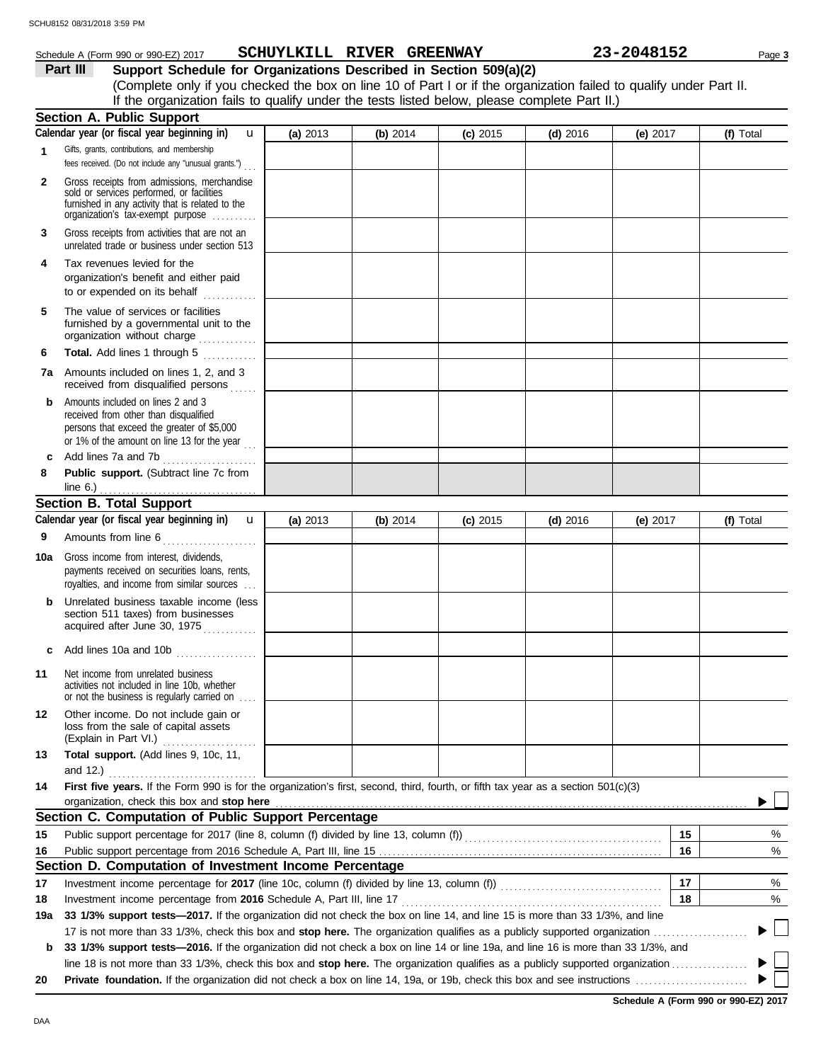Schedule A (Form 990 or 990-EZ) 2017 **SCHUYLKILL RIVER GREENWAY** **23-2048152** Page **3**

## Part III Support Schedule for Organizations Described in Section 509(a)(2)

(Complete only if you checked the box on line 10 of Part I or if the organization failed to qualify under Part II. If the organization fails to qualify under the tests listed below, please complete Part II.)

### Section A. Public Support

| Calendar year (or fiscal year beginning in) | (a) 2013 | (b) 2014 | (c) 2015 | (d) 2016 | (e) 2017 | (f) Total |
|---|---|---|---|---|---|---|
| **1** Gifts, grants, contributions, and membership fees received. (Do not include any "unusual grants.") | | | | | | |
| **2** Gross receipts from admissions, merchandise sold or services performed, or facilities furnished in any activity that is related to the organization's tax-exempt purpose | | | | | | |
| **3** Gross receipts from activities that are not an unrelated trade or business under section 513 | | | | | | |
| **4** Tax revenues levied for the organization's benefit and either paid to or expended on its behalf | | | | | | |
| **5** The value of services or facilities furnished by a governmental unit to the organization without charge | | | | | | |
| **6** **Total.** Add lines 1 through 5 | | | | | | |
| **7a** Amounts included on lines 1, 2, and 3 received from disqualified persons | | | | | | |
| **b** Amounts included on lines 2 and 3 received from other than disqualified persons that exceed the greater of $5,000 or 1% of the amount on line 13 for the year | | | | | | |
| **c** Add lines 7a and 7b | | | | | | |
| **8** **Public support.** (Subtract line 7c from line 6.) | | | | | | |

### Section B. Total Support

| Calendar year (or fiscal year beginning in) | (a) 2013 | (b) 2014 | (c) 2015 | (d) 2016 | (e) 2017 | (f) Total |
|---|---|---|---|---|---|---|
| **9** Amounts from line 6 | | | | | | |
| **10a** Gross income from interest, dividends, payments received on securities loans, rents, royalties, and income from similar sources | | | | | | |
| **b** Unrelated business taxable income (less section 511 taxes) from businesses acquired after June 30, 1975 | | | | | | |
| **c** Add lines 10a and 10b | | | | | | |
| **11** Net income from unrelated business activities not included in line 10b, whether or not the business is regularly carried on | | | | | | |
| **12** Other income. Do not include gain or loss from the sale of capital assets (Explain in Part VI.) | | | | | | |
| **13** **Total support.** (Add lines 9, 10c, 11, and 12.) | | | | | | |

**14** **First five years.** If the Form 990 is for the organization's first, second, third, fourth, or fifth tax year as a section 501(c)(3) organization, check this box and **stop here** ▶ ☐

### Section C. Computation of Public Support Percentage

| | | | |
|---|---|---|---|
| **15** | Public support percentage for 2017 (line 8, column (f) divided by line 13, column (f)) | **15** | % |
| **16** | Public support percentage from 2016 Schedule A, Part III, line 15 | **16** | % |

### Section D. Computation of Investment Income Percentage

| | | | |
|---|---|---|---|
| **17** | Investment income percentage for **2017** (line 10c, column (f) divided by line 13, column (f)) | **17** | % |
| **18** | Investment income percentage from **2016** Schedule A, Part III, line 17 | **18** | % |

**19a** **33 1/3% support tests—2017.** If the organization did not check the box on line 14, and line 15 is more than 33 1/3%, and line 17 is not more than 33 1/3%, check this box and **stop here.** The organization qualifies as a publicly supported organization ▶ ☐

**b** **33 1/3% support tests—2016.** If the organization did not check a box on line 14 or line 19a, and line 16 is more than 33 1/3%, and line 18 is not more than 33 1/3%, check this box and **stop here.** The organization qualifies as a publicly supported organization ▶ ☐

**20** **Private foundation.** If the organization did not check a box on line 14, 19a, or 19b, check this box and see instructions ▶ ☐

**Schedule A (Form 990 or 990-EZ) 2017**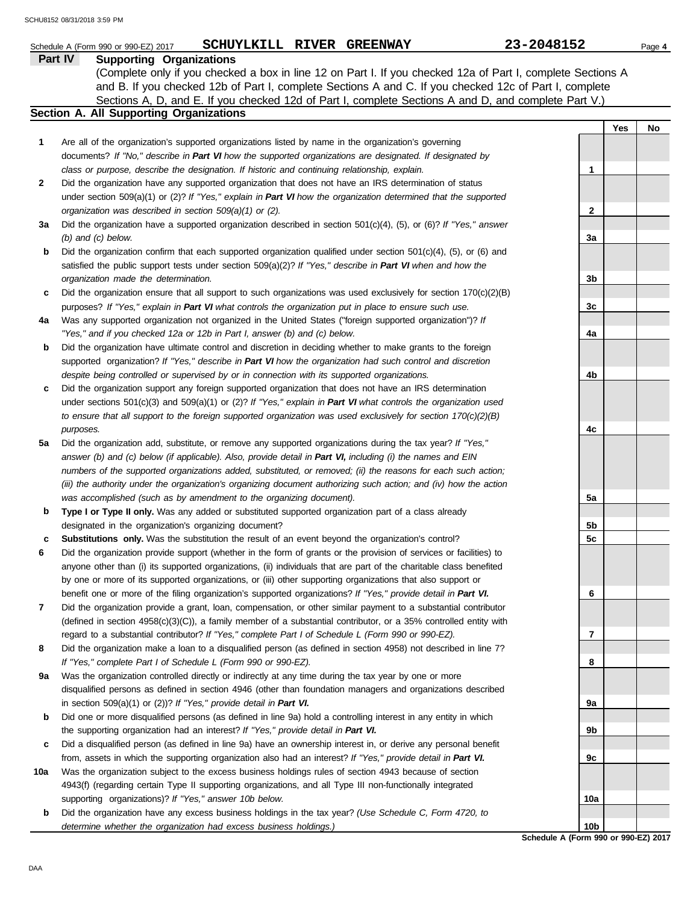Schedule A (Form 990 or 990-EZ) 2017 **SCHUYLKILL RIVER GREENWAY** **23-2048152**

## Part IV Supporting Organizations

(Complete only if you checked a box in line 12 on Part I. If you checked 12a of Part I, complete Sections A and B. If you checked 12b of Part I, complete Sections A and C. If you checked 12c of Part I, complete Sections A, D, and E. If you checked 12d of Part I, complete Sections A and D, and complete Part V.)

### Section A. All Supporting Organizations

| | | | Yes | No |
|---|---|---|---|---|
| **1** | Are all of the organization's supported organizations listed by name in the organization's governing documents? *If "No," describe in **Part VI** how the supported organizations are designated. If designated by class or purpose, describe the designation. If historic and continuing relationship, explain.* | 1 | | |
| **2** | Did the organization have any supported organization that does not have an IRS determination of status under section 509(a)(1) or (2)? *If "Yes," explain in **Part VI** how the organization determined that the supported organization was described in section 509(a)(1) or (2).* | 2 | | |
| **3a** | Did the organization have a supported organization described in section 501(c)(4), (5), or (6)? *If "Yes," answer (b) and (c) below.* | 3a | | |
| **b** | Did the organization confirm that each supported organization qualified under section 501(c)(4), (5), or (6) and satisfied the public support tests under section 509(a)(2)? *If "Yes," describe in **Part VI** when and how the organization made the determination.* | 3b | | |
| **c** | Did the organization ensure that all support to such organizations was used exclusively for section 170(c)(2)(B) purposes? *If "Yes," explain in **Part VI** what controls the organization put in place to ensure such use.* | 3c | | |
| **4a** | Was any supported organization not organized in the United States ("foreign supported organization")? *If "Yes," and if you checked 12a or 12b in Part I, answer (b) and (c) below.* | 4a | | |
| **b** | Did the organization have ultimate control and discretion in deciding whether to make grants to the foreign supported organization? *If "Yes," describe in **Part VI** how the organization had such control and discretion despite being controlled or supervised by or in connection with its supported organizations.* | 4b | | |
| **c** | Did the organization support any foreign supported organization that does not have an IRS determination under sections 501(c)(3) and 509(a)(1) or (2)? *If "Yes," explain in **Part VI** what controls the organization used to ensure that all support to the foreign supported organization was used exclusively for section 170(c)(2)(B) purposes.* | 4c | | |
| **5a** | Did the organization add, substitute, or remove any supported organizations during the tax year? *If "Yes," answer (b) and (c) below (if applicable). Also, provide detail in **Part VI,** including (i) the names and EIN numbers of the supported organizations added, substituted, or removed; (ii) the reasons for each such action; (iii) the authority under the organization's organizing document authorizing such action; and (iv) how the action was accomplished (such as by amendment to the organizing document).* | 5a | | |
| **b** | **Type I or Type II only.** Was any added or substituted supported organization part of a class already designated in the organization's organizing document? | 5b | | |
| **c** | **Substitutions only.** Was the substitution the result of an event beyond the organization's control? | 5c | | |
| **6** | Did the organization provide support (whether in the form of grants or the provision of services or facilities) to anyone other than (i) its supported organizations, (ii) individuals that are part of the charitable class benefited by one or more of its supported organizations, or (iii) other supporting organizations that also support or benefit one or more of the filing organization's supported organizations? *If "Yes," provide detail in **Part VI.*** | 6 | | |
| **7** | Did the organization provide a grant, loan, compensation, or other similar payment to a substantial contributor (defined in section 4958(c)(3)(C)), a family member of a substantial contributor, or a 35% controlled entity with regard to a substantial contributor? *If "Yes," complete Part I of Schedule L (Form 990 or 990-EZ).* | 7 | | |
| **8** | Did the organization make a loan to a disqualified person (as defined in section 4958) not described in line 7? *If "Yes," complete Part I of Schedule L (Form 990 or 990-EZ).* | 8 | | |
| **9a** | Was the organization controlled directly or indirectly at any time during the tax year by one or more disqualified persons as defined in section 4946 (other than foundation managers and organizations described in section 509(a)(1) or (2))? *If "Yes," provide detail in **Part VI.*** | 9a | | |
| **b** | Did one or more disqualified persons (as defined in line 9a) hold a controlling interest in any entity in which the supporting organization had an interest? *If "Yes," provide detail in **Part VI.*** | 9b | | |
| **c** | Did a disqualified person (as defined in line 9a) have an ownership interest in, or derive any personal benefit from, assets in which the supporting organization also had an interest? *If "Yes," provide detail in **Part VI.*** | 9c | | |
| **10a** | Was the organization subject to the excess business holdings rules of section 4943 because of section 4943(f) (regarding certain Type II supporting organizations, and all Type III non-functionally integrated supporting organizations)? *If "Yes," answer 10b below.* | 10a | | |
| **b** | Did the organization have any excess business holdings in the tax year? *(Use Schedule C, Form 4720, to determine whether the organization had excess business holdings.)* | 10b | | |

**Schedule A (Form 990 or 990-EZ) 2017**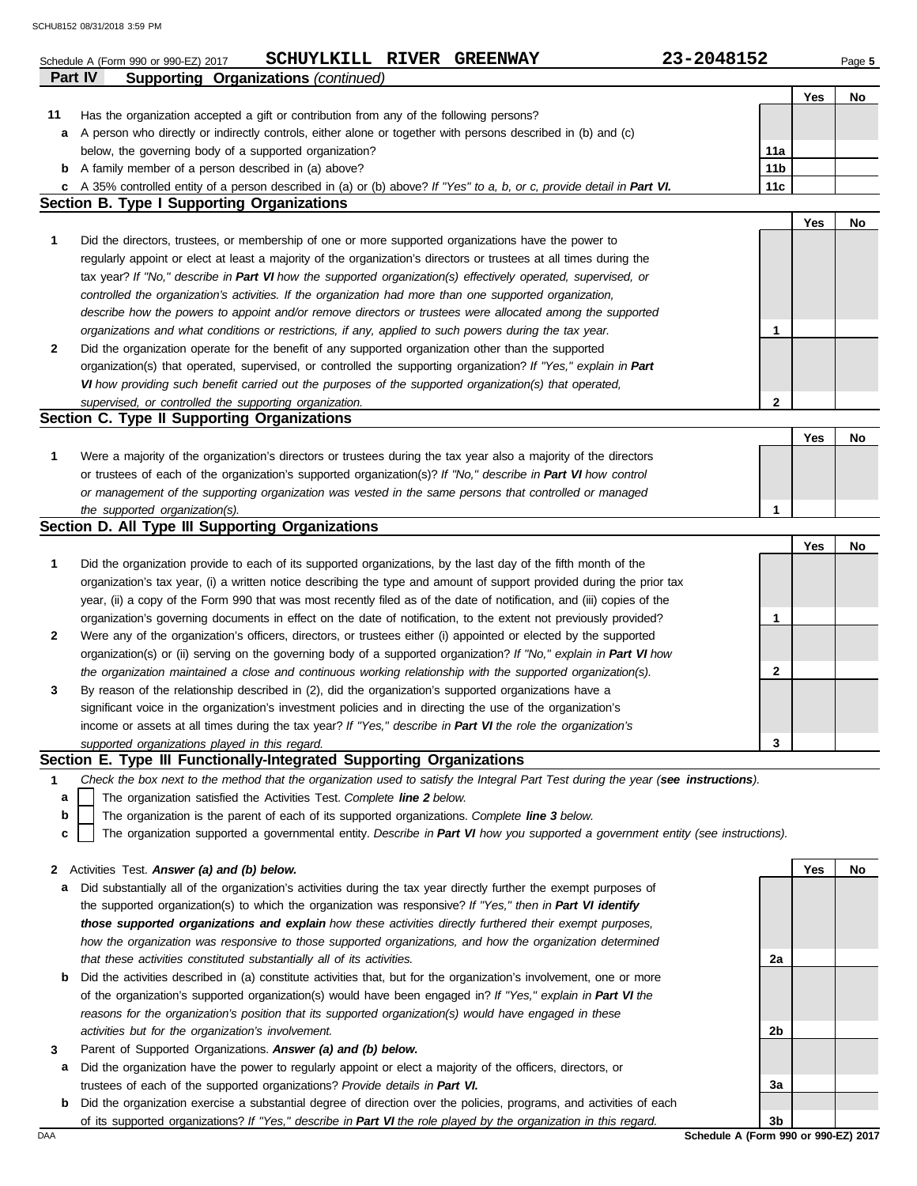Schedule A (Form 990 or 990-EZ) 2017 **SCHUYLKILL RIVER GREENWAY** **23-2048152** Page **5**

## Part IV Supporting Organizations *(continued)*

| | | | Yes | No |
|---|---|---|---|---|
| **11** | Has the organization accepted a gift or contribution from any of the following persons? | | | |
| **a** | A person who directly or indirectly controls, either alone or together with persons described in (b) and (c) below, the governing body of a supported organization? | 11a | | |
| **b** | A family member of a person described in (a) above? | 11b | | |
| **c** | A 35% controlled entity of a person described in (a) or (b) above? *If "Yes" to a, b, or c, provide detail in **Part VI.*** | 11c | | |

### Section B. Type I Supporting Organizations

| | | | Yes | No |
|---|---|---|---|---|
| **1** | Did the directors, trustees, or membership of one or more supported organizations have the power to regularly appoint or elect at least a majority of the organization's directors or trustees at all times during the tax year? *If "No," describe in **Part VI** how the supported organization(s) effectively operated, supervised, or controlled the organization's activities. If the organization had more than one supported organization, describe how the powers to appoint and/or remove directors or trustees were allocated among the supported organizations and what conditions or restrictions, if any, applied to such powers during the tax year.* | 1 | | |
| **2** | Did the organization operate for the benefit of any supported organization other than the supported organization(s) that operated, supervised, or controlled the supporting organization? *If "Yes," explain in **Part VI** how providing such benefit carried out the purposes of the supported organization(s) that operated, supervised, or controlled the supporting organization.* | 2 | | |

### Section C. Type II Supporting Organizations

| | | | Yes | No |
|---|---|---|---|---|
| **1** | Were a majority of the organization's directors or trustees during the tax year also a majority of the directors or trustees of each of the organization's supported organization(s)? *If "No," describe in **Part VI** how control or management of the supporting organization was vested in the same persons that controlled or managed the supported organization(s).* | 1 | | |

### Section D. All Type III Supporting Organizations

| | | | Yes | No |
|---|---|---|---|---|
| **1** | Did the organization provide to each of its supported organizations, by the last day of the fifth month of the organization's tax year, (i) a written notice describing the type and amount of support provided during the prior tax year, (ii) a copy of the Form 990 that was most recently filed as of the date of notification, and (iii) copies of the organization's governing documents in effect on the date of notification, to the extent not previously provided? | 1 | | |
| **2** | Were any of the organization's officers, directors, or trustees either (i) appointed or elected by the supported organization(s) or (ii) serving on the governing body of a supported organization? *If "No," explain in **Part VI** how the organization maintained a close and continuous working relationship with the supported organization(s).* | 2 | | |
| **3** | By reason of the relationship described in (2), did the organization's supported organizations have a significant voice in the organization's investment policies and in directing the use of the organization's income or assets at all times during the tax year? *If "Yes," describe in **Part VI** the role the organization's supported organizations played in this regard.* | 3 | | |

### Section E. Type III Functionally-Integrated Supporting Organizations

**1** *Check the box next to the method that the organization used to satisfy the Integral Part Test during the year (**see instructions**).*

- **a** ☐ The organization satisfied the Activities Test. *Complete **line 2** below.*
- **b** ☐ The organization is the parent of each of its supported organizations. *Complete **line 3** below.*
- **c** ☐ The organization supported a governmental entity. *Describe in **Part VI** how you supported a government entity (see instructions).*

| | | | Yes | No |
|---|---|---|---|---|
| **2** | Activities Test. ***Answer (a) and (b) below.*** | | | |
| **a** | Did substantially all of the organization's activities during the tax year directly further the exempt purposes of the supported organization(s) to which the organization was responsive? *If "Yes," then in **Part VI identify those supported organizations and explain** how these activities directly furthered their exempt purposes, how the organization was responsive to those supported organizations, and how the organization determined that these activities constituted substantially all of its activities.* | 2a | | |
| **b** | Did the activities described in (a) constitute activities that, but for the organization's involvement, one or more of the organization's supported organization(s) would have been engaged in? *If "Yes," explain in **Part VI** the reasons for the organization's position that its supported organization(s) would have engaged in these activities but for the organization's involvement.* | 2b | | |
| **3** | Parent of Supported Organizations. ***Answer (a) and (b) below.*** | | | |
| **a** | Did the organization have the power to regularly appoint or elect a majority of the officers, directors, or trustees of each of the supported organizations? *Provide details in **Part VI.*** | 3a | | |
| **b** | Did the organization exercise a substantial degree of direction over the policies, programs, and activities of each of its supported organizations? *If "Yes," describe in **Part VI** the role played by the organization in this regard.* | 3b | | |

**Schedule A (Form 990 or 990-EZ) 2017**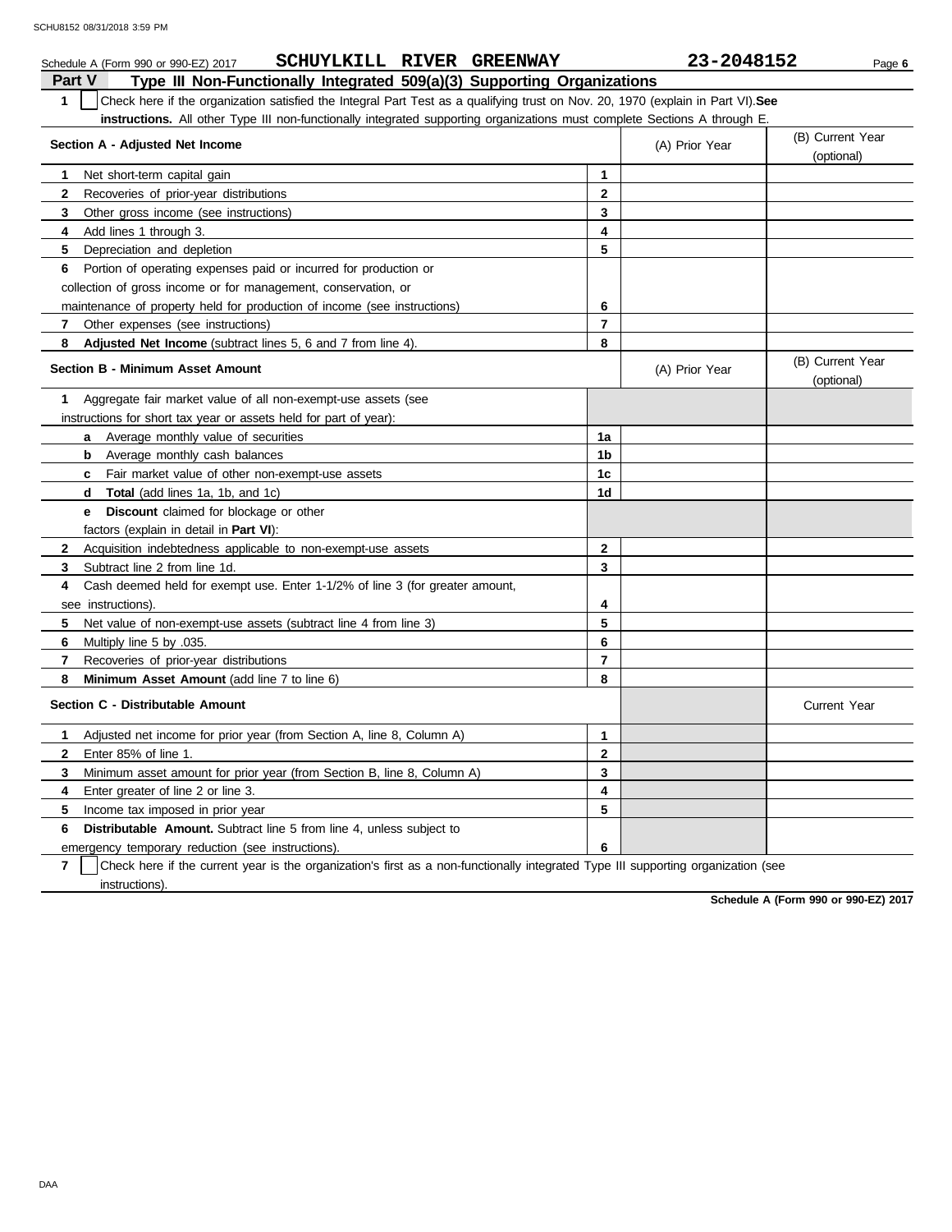Schedule A (Form 990 or 990-EZ) 2017 SCHUYLKILL RIVER GREENWAY 23-2048152

## Part V Type III Non-Functionally Integrated 509(a)(3) Supporting Organizations

**1** ☐ Check here if the organization satisfied the Integral Part Test as a qualifying trust on Nov. 20, 1970 (explain in Part VI). **See instructions.** All other Type III non-functionally integrated supporting organizations must complete Sections A through E.

| Section A - Adjusted Net Income | | (A) Prior Year | (B) Current Year (optional) |
|---|---|---|---|
| **1** Net short-term capital gain | 1 | | |
| **2** Recoveries of prior-year distributions | 2 | | |
| **3** Other gross income (see instructions) | 3 | | |
| **4** Add lines 1 through 3. | 4 | | |
| **5** Depreciation and depletion | 5 | | |
| **6** Portion of operating expenses paid or incurred for production or collection of gross income or for management, conservation, or maintenance of property held for production of income (see instructions) | 6 | | |
| **7** Other expenses (see instructions) | 7 | | |
| **8** **Adjusted Net Income** (subtract lines 5, 6 and 7 from line 4). | 8 | | |

| Section B - Minimum Asset Amount | | (A) Prior Year | (B) Current Year (optional) |
|---|---|---|---|
| **1** Aggregate fair market value of all non-exempt-use assets (see instructions for short tax year or assets held for part of year): | | | |
| **a** Average monthly value of securities | 1a | | |
| **b** Average monthly cash balances | 1b | | |
| **c** Fair market value of other non-exempt-use assets | 1c | | |
| **d** **Total** (add lines 1a, 1b, and 1c) | 1d | | |
| **e** **Discount** claimed for blockage or other factors (explain in detail in **Part VI**): | | | |
| **2** Acquisition indebtedness applicable to non-exempt-use assets | 2 | | |
| **3** Subtract line 2 from line 1d. | 3 | | |
| **4** Cash deemed held for exempt use. Enter 1-1/2% of line 3 (for greater amount, see instructions). | 4 | | |
| **5** Net value of non-exempt-use assets (subtract line 4 from line 3) | 5 | | |
| **6** Multiply line 5 by .035. | 6 | | |
| **7** Recoveries of prior-year distributions | 7 | | |
| **8** **Minimum Asset Amount** (add line 7 to line 6) | 8 | | |

| Section C - Distributable Amount | | | Current Year |
|---|---|---|---|
| **1** Adjusted net income for prior year (from Section A, line 8, Column A) | 1 | | |
| **2** Enter 85% of line 1. | 2 | | |
| **3** Minimum asset amount for prior year (from Section B, line 8, Column A) | 3 | | |
| **4** Enter greater of line 2 or line 3. | 4 | | |
| **5** Income tax imposed in prior year | 5 | | |
| **6** **Distributable Amount.** Subtract line 5 from line 4, unless subject to emergency temporary reduction (see instructions). | 6 | | |

**7** ☐ Check here if the current year is the organization's first as a non-functionally integrated Type III supporting organization (see instructions).

**Schedule A (Form 990 or 990-EZ) 2017**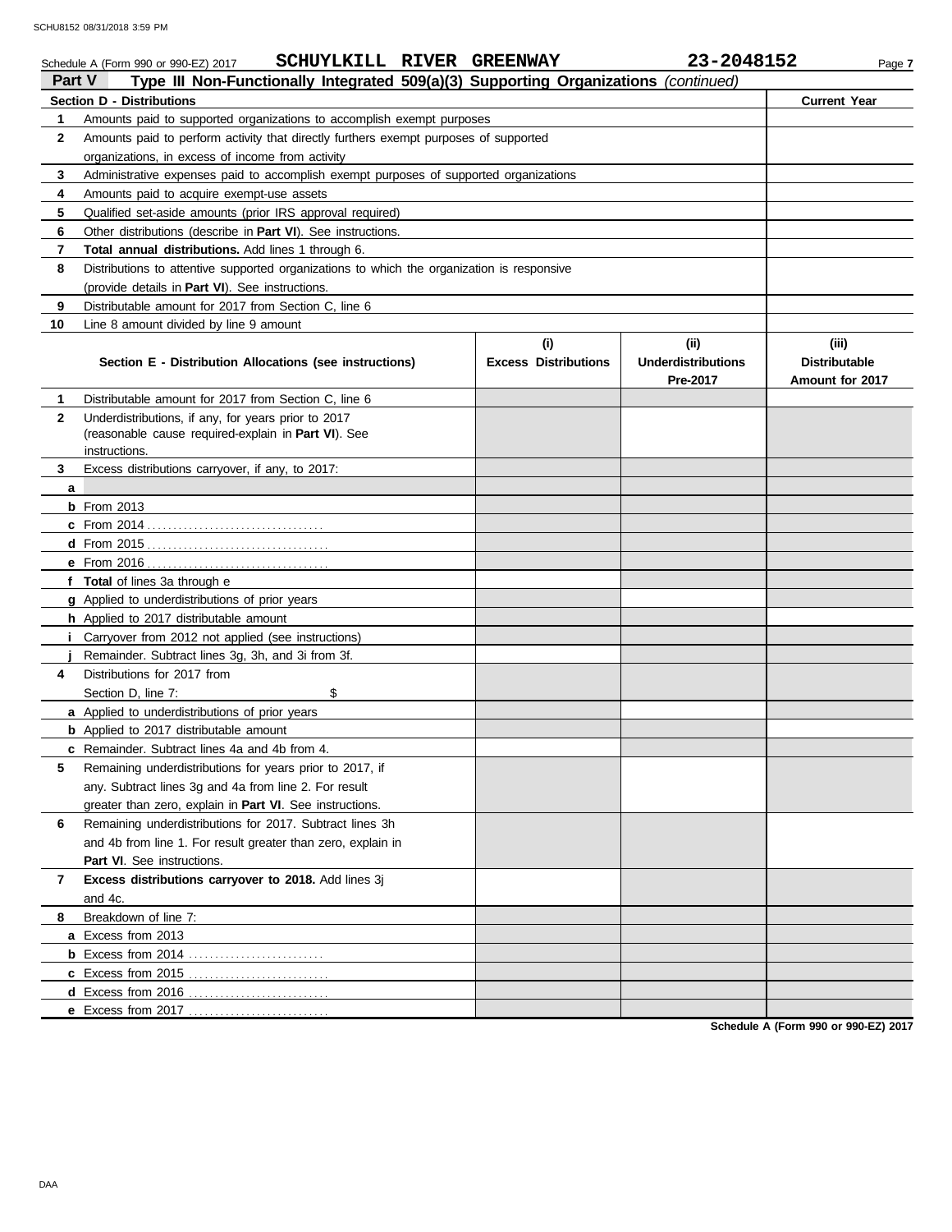Schedule A (Form 990 or 990-EZ) 2017 **SCHUYLKILL RIVER GREENWAY** **23-2048152**

## Part V Type III Non-Functionally Integrated 509(a)(3) Supporting Organizations *(continued)*

| **Section D - Distributions** | | **Current Year** |
|---|---|---|
| **1** | Amounts paid to supported organizations to accomplish exempt purposes | |
| **2** | Amounts paid to perform activity that directly furthers exempt purposes of supported organizations, in excess of income from activity | |
| **3** | Administrative expenses paid to accomplish exempt purposes of supported organizations | |
| **4** | Amounts paid to acquire exempt-use assets | |
| **5** | Qualified set-aside amounts (prior IRS approval required) | |
| **6** | Other distributions (describe in **Part VI**). See instructions. | |
| **7** | **Total annual distributions.** Add lines 1 through 6. | |
| **8** | Distributions to attentive supported organizations to which the organization is responsive (provide details in **Part VI**). See instructions. | |
| **9** | Distributable amount for 2017 from Section C, line 6 | |
| **10** | Line 8 amount divided by line 9 amount | |

| | **Section E - Distribution Allocations (see instructions)** | **(i) Excess Distributions** | **(ii) Underdistributions Pre-2017** | **(iii) Distributable Amount for 2017** |
|---|---|---|---|---|
| **1** | Distributable amount for 2017 from Section C, line 6 | | | |
| **2** | Underdistributions, if any, for years prior to 2017 (reasonable cause required-explain in **Part VI**). See instructions. | | | |
| **3** | Excess distributions carryover, if any, to 2017: | | | |
| **a** | | | | |
| **b** | From 2013 | | | |
| **c** | From 2014 | | | |
| **d** | From 2015 | | | |
| **e** | From 2016 | | | |
| **f** | **Total** of lines 3a through e | | | |
| **g** | Applied to underdistributions of prior years | | | |
| **h** | Applied to 2017 distributable amount | | | |
| **i** | Carryover from 2012 not applied (see instructions) | | | |
| **j** | Remainder. Subtract lines 3g, 3h, and 3i from 3f. | | | |
| **4** | Distributions for 2017 from Section D, line 7: $ | | | |
| **a** | Applied to underdistributions of prior years | | | |
| **b** | Applied to 2017 distributable amount | | | |
| **c** | Remainder. Subtract lines 4a and 4b from 4. | | | |
| **5** | Remaining underdistributions for years prior to 2017, if any. Subtract lines 3g and 4a from line 2. For result greater than zero, explain in **Part VI**. See instructions. | | | |
| **6** | Remaining underdistributions for 2017. Subtract lines 3h and 4b from line 1. For result greater than zero, explain in **Part VI**. See instructions. | | | |
| **7** | **Excess distributions carryover to 2018.** Add lines 3j and 4c. | | | |
| **8** | Breakdown of line 7: | | | |
| **a** | Excess from 2013 | | | |
| **b** | Excess from 2014 | | | |
| **c** | Excess from 2015 | | | |
| **d** | Excess from 2016 | | | |
| **e** | Excess from 2017 | | | |

**Schedule A (Form 990 or 990-EZ) 2017**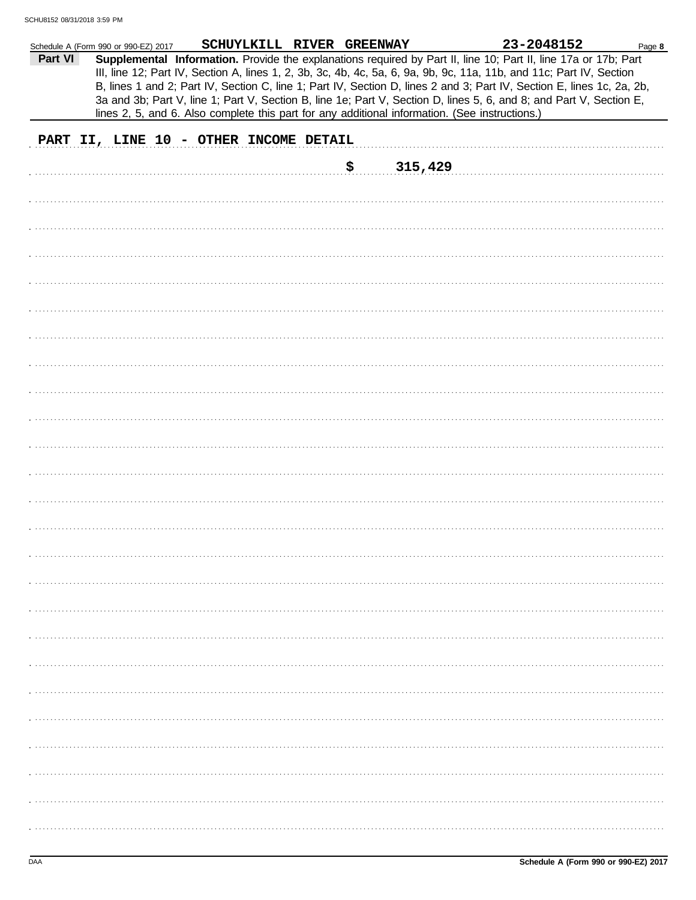Schedule A (Form 990 or 990-EZ) 2017 **SCHUYLKILL RIVER GREENWAY** **23-2048152** Page **8**

**Part VI** **Supplemental Information.** Provide the explanations required by Part II, line 10; Part II, line 17a or 17b; Part III, line 12; Part IV, Section A, lines 1, 2, 3b, 3c, 4b, 4c, 5a, 6, 9a, 9b, 9c, 11a, 11b, and 11c; Part IV, Section B, lines 1 and 2; Part IV, Section C, line 1; Part IV, Section D, lines 2 and 3; Part IV, Section E, lines 1c, 2a, 2b, 3a and 3b; Part V, line 1; Part V, Section B, line 1e; Part V, Section D, lines 5, 6, and 8; and Part V, Section E, lines 2, 5, and 6. Also complete this part for any additional information. (See instructions.)

**PART II, LINE 10 - OTHER INCOME DETAIL**

**$ 315,429**

Schedule A (Form 990 or 990-EZ) 2017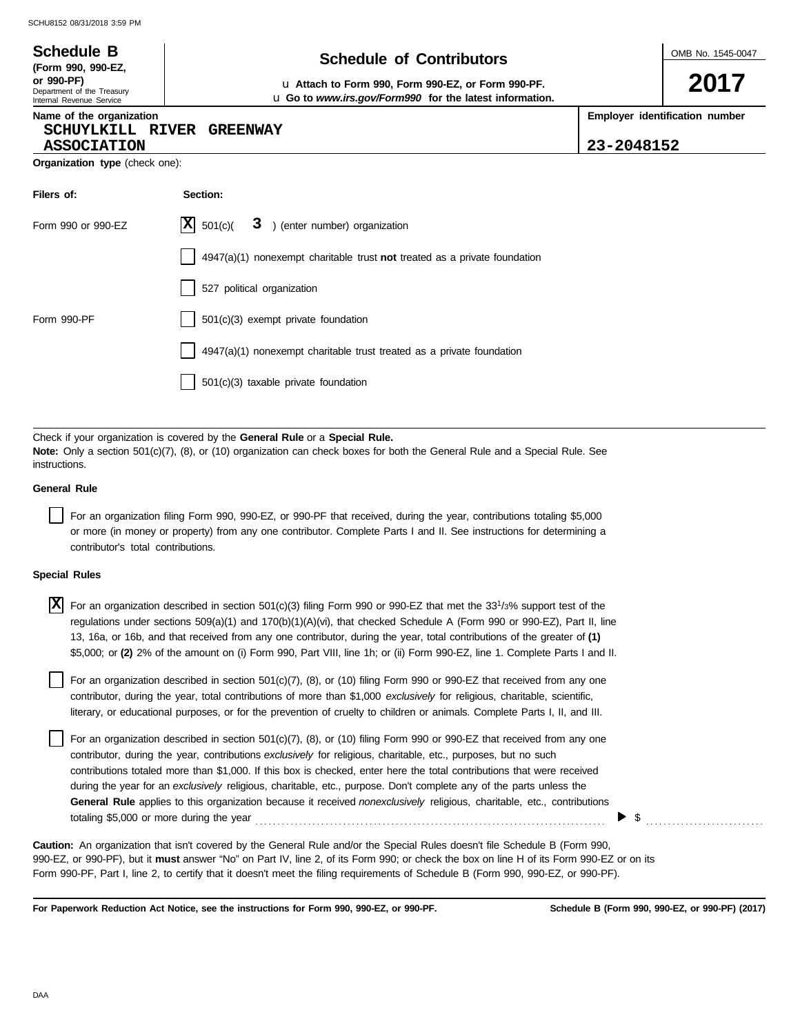# Schedule B

**(Form 990, 990-EZ, or 990-PF)**

Department of the Treasury
Internal Revenue Service

## Schedule of Contributors

u **Attach to Form 990, Form 990-EZ, or Form 990-PF.**
u **Go to *www.irs.gov/Form990* for the latest information.**

OMB No. 1545-0047

**2017**

**Name of the organization**
SCHUYLKILL RIVER GREENWAY ASSOCIATION

**Employer identification number**
23-2048152

**Organization type** (check one):

| Filers of: | Section: |
|---|---|
| Form 990 or 990-EZ | [X] 501(c)( 3 ) (enter number) organization |
| | [ ] 4947(a)(1) nonexempt charitable trust **not** treated as a private foundation |
| | [ ] 527 political organization |
| Form 990-PF | [ ] 501(c)(3) exempt private foundation |
| | [ ] 4947(a)(1) nonexempt charitable trust treated as a private foundation |
| | [ ] 501(c)(3) taxable private foundation |

Check if your organization is covered by the **General Rule** or a **Special Rule.**

**Note:** Only a section 501(c)(7), (8), or (10) organization can check boxes for both the General Rule and a Special Rule. See instructions.

**General Rule**

[ ] For an organization filing Form 990, 990-EZ, or 990-PF that received, during the year, contributions totaling $5,000 or more (in money or property) from any one contributor. Complete Parts I and II. See instructions for determining a contributor's total contributions.

**Special Rules**

[X] For an organization described in section 501(c)(3) filing Form 990 or 990-EZ that met the 33 1/3% support test of the regulations under sections 509(a)(1) and 170(b)(1)(A)(vi), that checked Schedule A (Form 990 or 990-EZ), Part II, line 13, 16a, or 16b, and that received from any one contributor, during the year, total contributions of the greater of **(1)** $5,000; or **(2)** 2% of the amount on (i) Form 990, Part VIII, line 1h; or (ii) Form 990-EZ, line 1. Complete Parts I and II.

[ ] For an organization described in section 501(c)(7), (8), or (10) filing Form 990 or 990-EZ that received from any one contributor, during the year, total contributions of more than $1,000 *exclusively* for religious, charitable, scientific, literary, or educational purposes, or for the prevention of cruelty to children or animals. Complete Parts I, II, and III.

[ ] For an organization described in section 501(c)(7), (8), or (10) filing Form 990 or 990-EZ that received from any one contributor, during the year, contributions *exclusively* for religious, charitable, etc., purposes, but no such contributions totaled more than $1,000. If this box is checked, enter here the total contributions that were received during the year for an *exclusively* religious, charitable, etc., purpose. Don't complete any of the parts unless the **General Rule** applies to this organization because it received *nonexclusively* religious, charitable, etc., contributions totaling $5,000 or more during the year . . . . . . . . . . . . . . . . . . . . . . . . . . . . . . . . ▶ $ . . . . . . . . . . . .

**Caution:** An organization that isn't covered by the General Rule and/or the Special Rules doesn't file Schedule B (Form 990, 990-EZ, or 990-PF), but it **must** answer "No" on Part IV, line 2, of its Form 990; or check the box on line H of its Form 990-EZ or on its Form 990-PF, Part I, line 2, to certify that it doesn't meet the filing requirements of Schedule B (Form 990, 990-EZ, or 990-PF).

**For Paperwork Reduction Act Notice, see the instructions for Form 990, 990-EZ, or 990-PF.**

**Schedule B (Form 990, 990-EZ, or 990-PF) (2017)**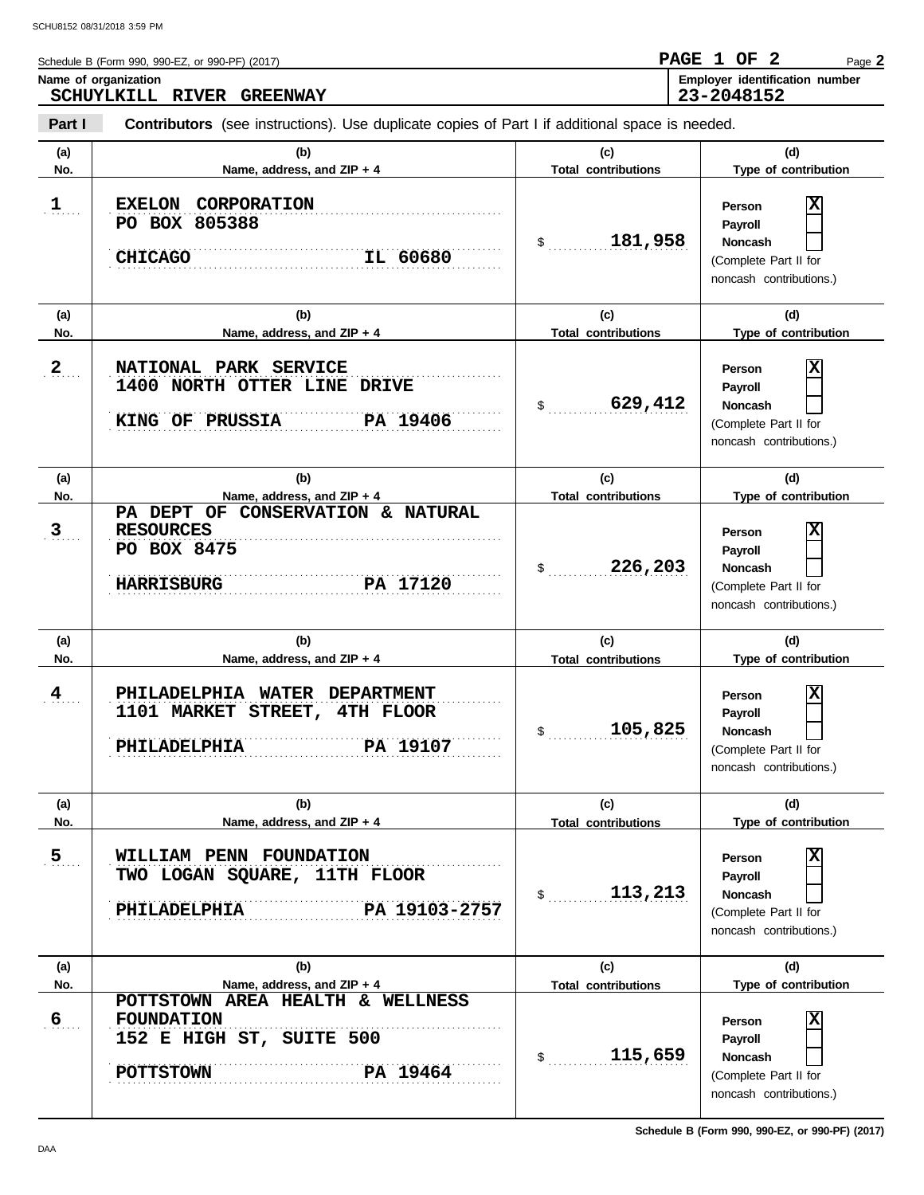Schedule B (Form 990, 990-EZ, or 990-PF) (2017)

**PAGE 1 OF 2**

**Name of organization**
**SCHUYLKILL RIVER GREENWAY**

**Employer identification number**
**23-2048152**

**Part I** **Contributors** (see instructions). Use duplicate copies of Part I if additional space is needed.

| (a) No. | (b) Name, address, and ZIP + 4 | (c) Total contributions | (d) Type of contribution |
|---|---|---|---|
| 1 | EXELON CORPORATION<br>PO BOX 805388<br>CHICAGO IL 60680 | $ 181,958 | Person [X]<br>Payroll [ ]<br>Noncash [ ]<br>(Complete Part II for noncash contributions.) |
| 2 | NATIONAL PARK SERVICE<br>1400 NORTH OTTER LINE DRIVE<br>KING OF PRUSSIA PA 19406 | $ 629,412 | Person [X]<br>Payroll [ ]<br>Noncash [ ]<br>(Complete Part II for noncash contributions.) |
| 3 | PA DEPT OF CONSERVATION & NATURAL RESOURCES<br>PO BOX 8475<br>HARRISBURG PA 17120 | $ 226,203 | Person [X]<br>Payroll [ ]<br>Noncash [ ]<br>(Complete Part II for noncash contributions.) |
| 4 | PHILADELPHIA WATER DEPARTMENT<br>1101 MARKET STREET, 4TH FLOOR<br>PHILADELPHIA PA 19107 | $ 105,825 | Person [X]<br>Payroll [ ]<br>Noncash [ ]<br>(Complete Part II for noncash contributions.) |
| 5 | WILLIAM PENN FOUNDATION<br>TWO LOGAN SQUARE, 11TH FLOOR<br>PHILADELPHIA PA 19103-2757 | $ 113,213 | Person [X]<br>Payroll [ ]<br>Noncash [ ]<br>(Complete Part II for noncash contributions.) |
| 6 | POTTSTOWN AREA HEALTH & WELLNESS FOUNDATION<br>152 E HIGH ST, SUITE 500<br>POTTSTOWN PA 19464 | $ 115,659 | Person [X]<br>Payroll [ ]<br>Noncash [ ]<br>(Complete Part II for noncash contributions.) |

Schedule B (Form 990, 990-EZ, or 990-PF) (2017)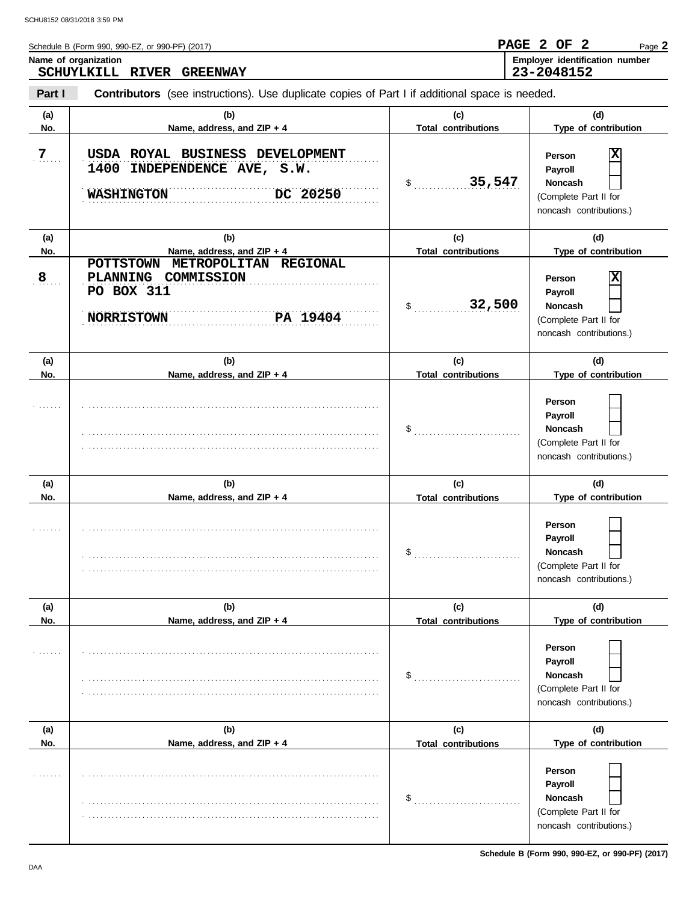Schedule B (Form 990, 990-EZ, or 990-PF) (2017)

**PAGE 2 OF 2**

**Name of organization**
SCHUYLKILL RIVER GREENWAY

**Employer identification number**
23-2048152

**Part I** **Contributors** (see instructions). Use duplicate copies of Part I if additional space is needed.

| (a) No. | (b) Name, address, and ZIP + 4 | (c) Total contributions | (d) Type of contribution |
|---|---|---|---|
| 7 | USDA ROYAL BUSINESS DEVELOPMENT<br>1400 INDEPENDENCE AVE, S.W.<br>WASHINGTON DC 20250 | $ 35,547 | Person [X]<br>Payroll [ ]<br>Noncash [ ]<br>(Complete Part II for noncash contributions.) |
| 8 | POTTSTOWN METROPOLITAN REGIONAL PLANNING COMMISSION<br>PO BOX 311<br>NORRISTOWN PA 19404 | $ 32,500 | Person [X]<br>Payroll [ ]<br>Noncash [ ]<br>(Complete Part II for noncash contributions.) |
| | | $ | Person [ ]<br>Payroll [ ]<br>Noncash [ ]<br>(Complete Part II for noncash contributions.) |
| | | $ | Person [ ]<br>Payroll [ ]<br>Noncash [ ]<br>(Complete Part II for noncash contributions.) |
| | | $ | Person [ ]<br>Payroll [ ]<br>Noncash [ ]<br>(Complete Part II for noncash contributions.) |
| | | $ | Person [ ]<br>Payroll [ ]<br>Noncash [ ]<br>(Complete Part II for noncash contributions.) |

Schedule B (Form 990, 990-EZ, or 990-PF) (2017)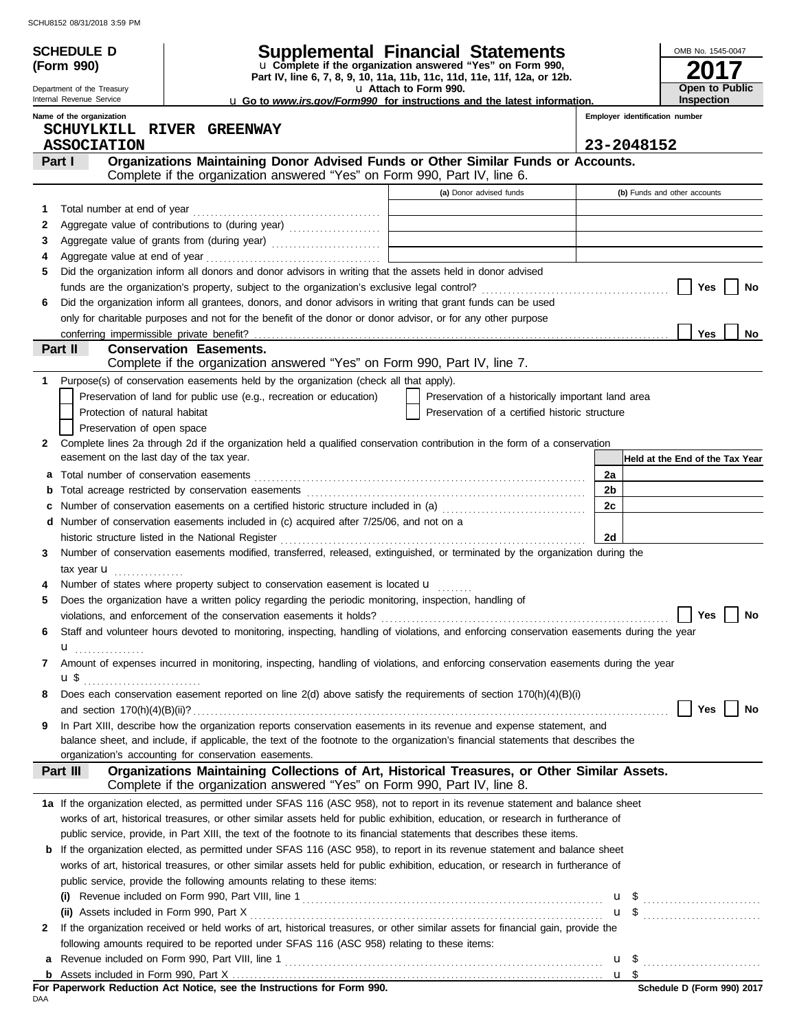SCHU8152 08/31/2018 3:59 PM

**SCHEDULE D (Form 990)**

Department of the Treasury
Internal Revenue Service

# Supplemental Financial Statements

u Complete if the organization answered "Yes" on Form 990, Part IV, line 6, 7, 8, 9, 10, 11a, 11b, 11c, 11d, 11e, 11f, 12a, or 12b.
u Attach to Form 990.
u Go to *www.irs.gov/Form990* for instructions and the latest information.

OMB No. 1545-0047
**2017**
**Open to Public Inspection**

Name of the organization: SCHUYLKILL RIVER GREENWAY ASSOCIATION
Employer identification number: 23-2048152

## Part I Organizations Maintaining Donor Advised Funds or Other Similar Funds or Accounts.
Complete if the organization answered "Yes" on Form 990, Part IV, line 6.

| | | (a) Donor advised funds | (b) Funds and other accounts |
|---|---|---|---|
| 1 | Total number at end of year | | |
| 2 | Aggregate value of contributions to (during year) | | |
| 3 | Aggregate value of grants from (during year) | | |
| 4 | Aggregate value at end of year | | |

5 Did the organization inform all donors and donor advisors in writing that the assets held in donor advised funds are the organization's property, subject to the organization's exclusive legal control? ☐ Yes ☐ No

6 Did the organization inform all grantees, donors, and donor advisors in writing that grant funds can be used only for charitable purposes and not for the benefit of the donor or donor advisor, or for any other purpose conferring impermissible private benefit? ☐ Yes ☐ No

## Part II Conservation Easements.
Complete if the organization answered "Yes" on Form 990, Part IV, line 7.

1 Purpose(s) of conservation easements held by the organization (check all that apply).
- ☐ Preservation of land for public use (e.g., recreation or education)
- ☐ Preservation of a historically important land area
- ☐ Protection of natural habitat
- ☐ Preservation of a certified historic structure
- ☐ Preservation of open space

2 Complete lines 2a through 2d if the organization held a qualified conservation contribution in the form of a conservation easement on the last day of the tax year.

| | | | Held at the End of the Tax Year |
|---|---|---|---|
| a | Total number of conservation easements | 2a | |
| b | Total acreage restricted by conservation easements | 2b | |
| c | Number of conservation easements on a certified historic structure included in (a) | 2c | |
| d | Number of conservation easements included in (c) acquired after 7/25/06, and not on a historic structure listed in the National Register | 2d | |

3 Number of conservation easements modified, transferred, released, extinguished, or terminated by the organization during the tax year u

4 Number of states where property subject to conservation easement is located u

5 Does the organization have a written policy regarding the periodic monitoring, inspection, handling of violations, and enforcement of the conservation easements it holds? ☐ Yes ☐ No

6 Staff and volunteer hours devoted to monitoring, inspecting, handling of violations, and enforcing conservation easements during the year u

7 Amount of expenses incurred in monitoring, inspecting, handling of violations, and enforcing conservation easements during the year u $

8 Does each conservation easement reported on line 2(d) above satisfy the requirements of section 170(h)(4)(B)(i) and section 170(h)(4)(B)(ii)? ☐ Yes ☐ No

9 In Part XIII, describe how the organization reports conservation easements in its revenue and expense statement, and balance sheet, and include, if applicable, the text of the footnote to the organization's financial statements that describes the organization's accounting for conservation easements.

## Part III Organizations Maintaining Collections of Art, Historical Treasures, or Other Similar Assets.
Complete if the organization answered "Yes" on Form 990, Part IV, line 8.

1a If the organization elected, as permitted under SFAS 116 (ASC 958), not to report in its revenue statement and balance sheet works of art, historical treasures, or other similar assets held for public exhibition, education, or research in furtherance of public service, provide, in Part XIII, the text of the footnote to its financial statements that describes these items.

b If the organization elected, as permitted under SFAS 116 (ASC 958), to report in its revenue statement and balance sheet works of art, historical treasures, or other similar assets held for public exhibition, education, or research in furtherance of public service, provide the following amounts relating to these items:

(i) Revenue included on Form 990, Part VIII, line 1 u $

(ii) Assets included in Form 990, Part X u $

2 If the organization received or held works of art, historical treasures, or other similar assets for financial gain, provide the following amounts required to be reported under SFAS 116 (ASC 958) relating to these items:

a Revenue included on Form 990, Part VIII, line 1 u $

b Assets included in Form 990, Part X u $

**For Paperwork Reduction Act Notice, see the Instructions for Form 990.**

DAA

**Schedule D (Form 990) 2017**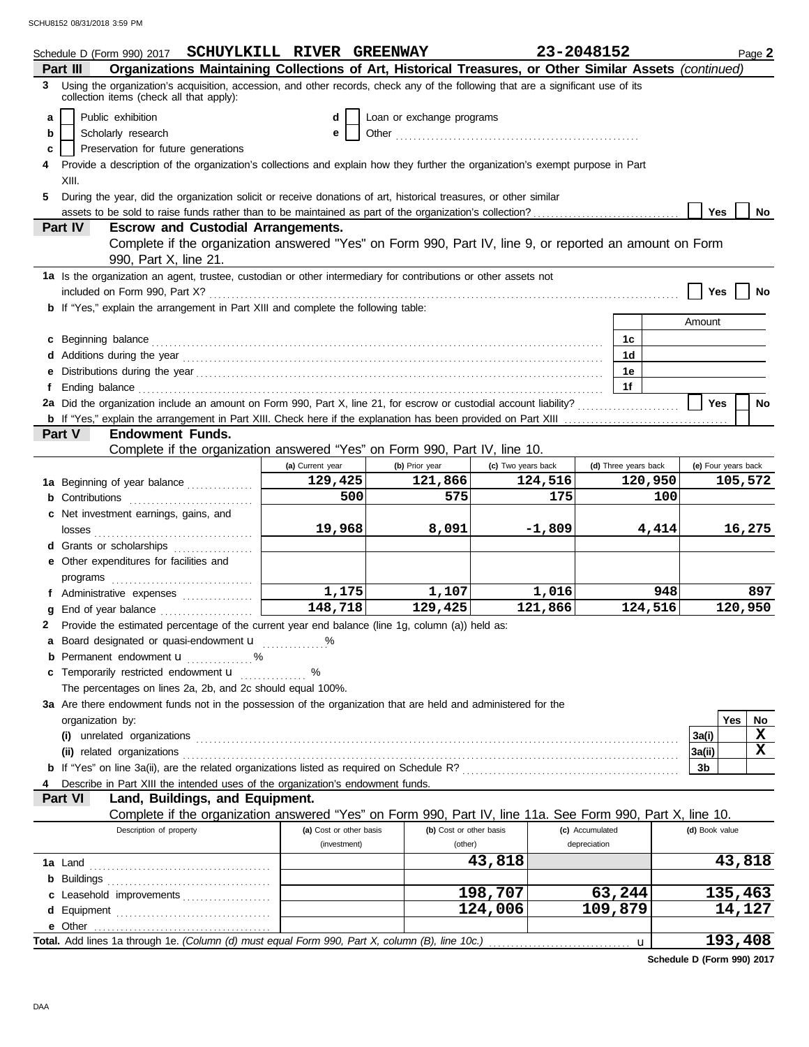Schedule D (Form 990) 2017 **SCHUYLKILL RIVER GREENWAY** **23-2048152** Page **2**

## Part III Organizations Maintaining Collections of Art, Historical Treasures, or Other Similar Assets *(continued)*

**3** Using the organization's acquisition, accession, and other records, check any of the following that are a significant use of its collection items (check all that apply):

- **a** ☐ Public exhibition
- **b** ☐ Scholarly research
- **c** ☐ Preservation for future generations
- **d** ☐ Loan or exchange programs
- **e** ☐ Other ....................

**4** Provide a description of the organization's collections and explain how they further the organization's exempt purpose in Part XIII.

**5** During the year, did the organization solicit or receive donations of art, historical treasures, or other similar assets to be sold to raise funds rather than to be maintained as part of the organization's collection? ☐ Yes ☐ No

## Part IV Escrow and Custodial Arrangements.

Complete if the organization answered "Yes" on Form 990, Part IV, line 9, or reported an amount on Form 990, Part X, line 21.

**1a** Is the organization an agent, trustee, custodian or other intermediary for contributions or other assets not included on Form 990, Part X? ☐ Yes ☐ No

**b** If "Yes," explain the arrangement in Part XIII and complete the following table:

| | | Amount |
|---|---|---|
| **c** Beginning balance | 1c | |
| **d** Additions during the year | 1d | |
| **e** Distributions during the year | 1e | |
| **f** Ending balance | 1f | |

**2a** Did the organization include an amount on Form 990, Part X, line 21, for escrow or custodial account liability? ☐ Yes ☐ No

**b** If "Yes," explain the arrangement in Part XIII. Check here if the explanation has been provided on Part XIII ☐

## Part V Endowment Funds.

Complete if the organization answered "Yes" on Form 990, Part IV, line 10.

| | (a) Current year | (b) Prior year | (c) Two years back | (d) Three years back | (e) Four years back |
|---|---|---|---|---|---|
| **1a** Beginning of year balance | 129,425 | 121,866 | 124,516 | 120,950 | 105,572 |
| **b** Contributions | 500 | 575 | 175 | 100 | |
| **c** Net investment earnings, gains, and losses | 19,968 | 8,091 | -1,809 | 4,414 | 16,275 |
| **d** Grants or scholarships | | | | | |
| **e** Other expenditures for facilities and programs | | | | | |
| **f** Administrative expenses | 1,175 | 1,107 | 1,016 | 948 | 897 |
| **g** End of year balance | 148,718 | 129,425 | 121,866 | 124,516 | 120,950 |

**2** Provide the estimated percentage of the current year end balance (line 1g, column (a)) held as:

- **a** Board designated or quasi-endowment u ........ %
- **b** Permanent endowment u ........ %
- **c** Temporarily restricted endowment u ........ %

The percentages on lines 2a, 2b, and 2c should equal 100%.

**3a** Are there endowment funds not in the possession of the organization that are held and administered for the organization by:

| | | Yes | No |
|---|---|---|---|
| **(i)** unrelated organizations | 3a(i) | | X |
| **(ii)** related organizations | 3a(ii) | | X |
| **b** If "Yes" on line 3a(ii), are the related organizations listed as required on Schedule R? | 3b | | |

**4** Describe in Part XIII the intended uses of the organization's endowment funds.

## Part VI Land, Buildings, and Equipment.

Complete if the organization answered "Yes" on Form 990, Part IV, line 11a. See Form 990, Part X, line 10.

| Description of property | (a) Cost or other basis (investment) | (b) Cost or other basis (other) | (c) Accumulated depreciation | (d) Book value |
|---|---|---|---|---|
| **1a** Land | | 43,818 | | 43,818 |
| **b** Buildings | | | | |
| **c** Leasehold improvements | | 198,707 | 63,244 | 135,463 |
| **d** Equipment | | 124,006 | 109,879 | 14,127 |
| **e** Other | | | | |
| **Total.** Add lines 1a through 1e. *(Column (d) must equal Form 990, Part X, column (B), line 10c.)* u | | | | 193,408 |

**Schedule D (Form 990) 2017**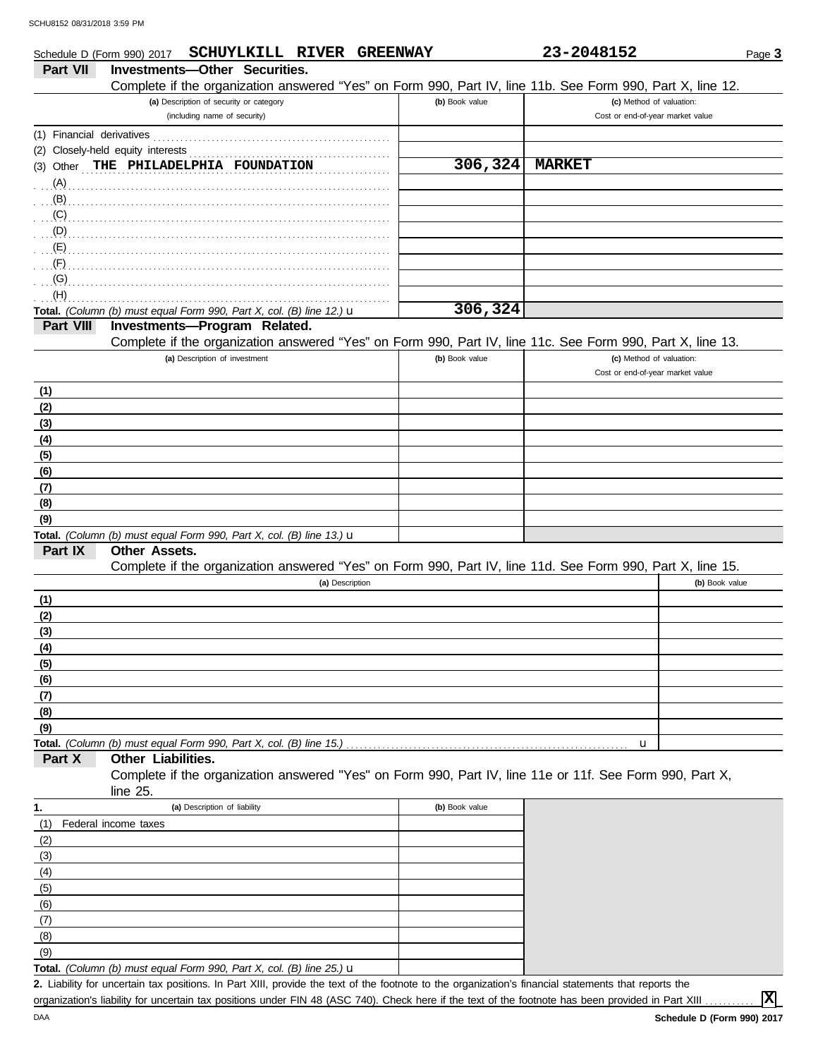Schedule D (Form 990) 2017 **SCHUYLKILL RIVER GREENWAY** **23-2048152** Page **3**

## Part VII Investments—Other Securities.

Complete if the organization answered "Yes" on Form 990, Part IV, line 11b. See Form 990, Part X, line 12.

| (a) Description of security or category (including name of security) | (b) Book value | (c) Method of valuation: Cost or end-of-year market value |
|---|---|---|
| (1) Financial derivatives | | |
| (2) Closely-held equity interests | | |
| (3) Other **THE PHILADELPHIA FOUNDATION** | **306,324** | **MARKET** |
| (A) | | |
| (B) | | |
| (C) | | |
| (D) | | |
| (E) | | |
| (F) | | |
| (G) | | |
| (H) | | |
| **Total.** *(Column (b) must equal Form 990, Part X, col. (B) line 12.)* u | **306,324** | |

## Part VIII Investments—Program Related.

Complete if the organization answered "Yes" on Form 990, Part IV, line 11c. See Form 990, Part X, line 13.

| (a) Description of investment | (b) Book value | (c) Method of valuation: Cost or end-of-year market value |
|---|---|---|
| (1) | | |
| (2) | | |
| (3) | | |
| (4) | | |
| (5) | | |
| (6) | | |
| (7) | | |
| (8) | | |
| (9) | | |
| **Total.** *(Column (b) must equal Form 990, Part X, col. (B) line 13.)* u | | |

## Part IX Other Assets.

Complete if the organization answered "Yes" on Form 990, Part IV, line 11d. See Form 990, Part X, line 15.

| (a) Description | (b) Book value |
|---|---|
| (1) | |
| (2) | |
| (3) | |
| (4) | |
| (5) | |
| (6) | |
| (7) | |
| (8) | |
| (9) | |
| **Total.** *(Column (b) must equal Form 990, Part X, col. (B) line 15.)* u | |

## Part X Other Liabilities.

Complete if the organization answered "Yes" on Form 990, Part IV, line 11e or 11f. See Form 990, Part X, line 25.

| 1. (a) Description of liability | (b) Book value |
|---|---|
| (1) Federal income taxes | |
| (2) | |
| (3) | |
| (4) | |
| (5) | |
| (6) | |
| (7) | |
| (8) | |
| (9) | |
| **Total.** *(Column (b) must equal Form 990, Part X, col. (B) line 25.)* u | |

**2.** Liability for uncertain tax positions. In Part XIII, provide the text of the footnote to the organization's financial statements that reports the organization's liability for uncertain tax positions under FIN 48 (ASC 740). Check here if the text of the footnote has been provided in Part XIII ........... **X**

**Schedule D (Form 990) 2017**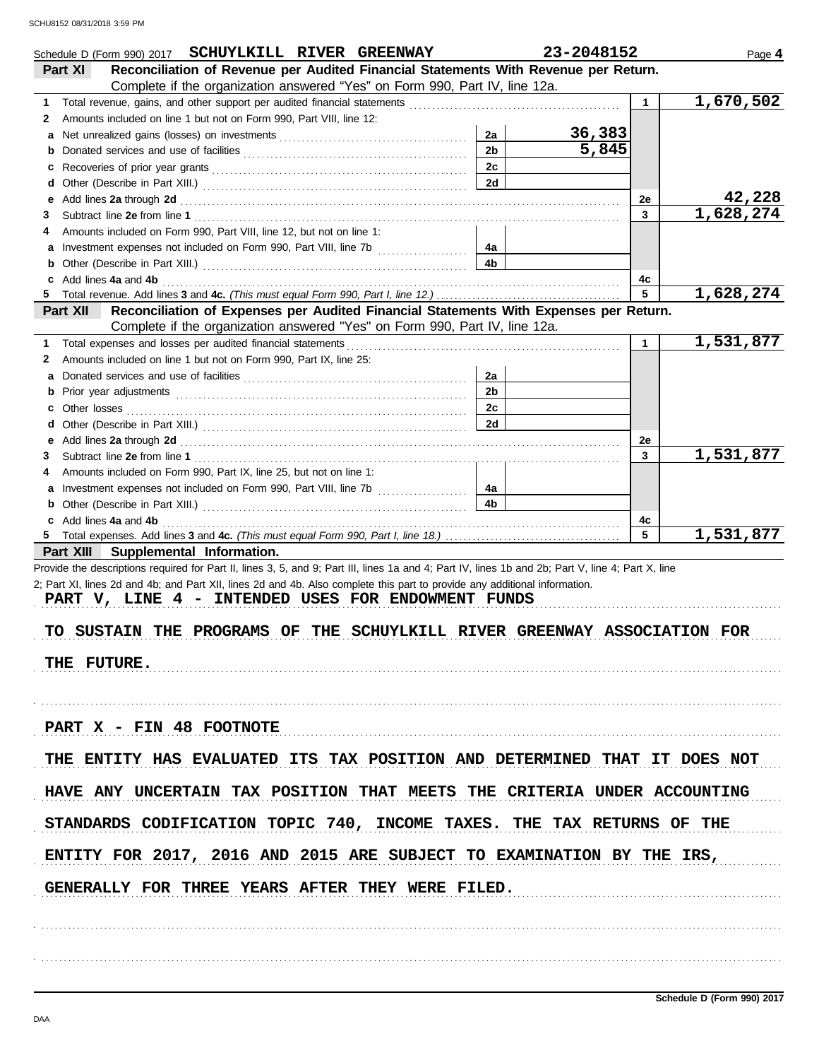Schedule D (Form 990) 2017 **SCHUYLKILL RIVER GREENWAY** **23-2048152** Page **4**

**Part XI** **Reconciliation of Revenue per Audited Financial Statements With Revenue per Return.**
Complete if the organization answered "Yes" on Form 990, Part IV, line 12a.

| | | | | | |
|---|---|---|---|---|---|
| 1 | Total revenue, gains, and other support per audited financial statements | | | 1 | 1,670,502 |
| 2 | Amounts included on line 1 but not on Form 990, Part VIII, line 12: | | | | |
| a | Net unrealized gains (losses) on investments | 2a | 36,383 | | |
| b | Donated services and use of facilities | 2b | 5,845 | | |
| c | Recoveries of prior year grants | 2c | | | |
| d | Other (Describe in Part XIII.) | 2d | | | |
| e | Add lines **2a** through **2d** | | | 2e | 42,228 |
| 3 | Subtract line **2e** from line **1** | | | 3 | 1,628,274 |
| 4 | Amounts included on Form 990, Part VIII, line 12, but not on line 1: | | | | |
| a | Investment expenses not included on Form 990, Part VIII, line 7b | 4a | | | |
| b | Other (Describe in Part XIII.) | 4b | | | |
| c | Add lines **4a** and **4b** | | | 4c | |
| 5 | Total revenue. Add lines **3** and **4c.** *(This must equal Form 990, Part I, line 12.)* | | | 5 | 1,628,274 |

**Part XII** **Reconciliation of Expenses per Audited Financial Statements With Expenses per Return.**
Complete if the organization answered "Yes" on Form 990, Part IV, line 12a.

| | | | | | |
|---|---|---|---|---|---|
| 1 | Total expenses and losses per audited financial statements | | | 1 | 1,531,877 |
| 2 | Amounts included on line 1 but not on Form 990, Part IX, line 25: | | | | |
| a | Donated services and use of facilities | 2a | | | |
| b | Prior year adjustments | 2b | | | |
| c | Other losses | 2c | | | |
| d | Other (Describe in Part XIII.) | 2d | | | |
| e | Add lines **2a** through **2d** | | | 2e | |
| 3 | Subtract line **2e** from line **1** | | | 3 | 1,531,877 |
| 4 | Amounts included on Form 990, Part IX, line 25, but not on line 1: | | | | |
| a | Investment expenses not included on Form 990, Part VIII, line 7b | 4a | | | |
| b | Other (Describe in Part XIII.) | 4b | | | |
| c | Add lines **4a** and **4b** | | | 4c | |
| 5 | Total expenses. Add lines **3** and **4c.** *(This must equal Form 990, Part I, line 18.)* | | | 5 | 1,531,877 |

**Part XIII** **Supplemental Information.**

Provide the descriptions required for Part II, lines 3, 5, and 9; Part III, lines 1a and 4; Part IV, lines 1b and 2b; Part V, line 4; Part X, line 2; Part XI, lines 2d and 4b; and Part XII, lines 2d and 4b. Also complete this part to provide any additional information.

PART V, LINE 4 - INTENDED USES FOR ENDOWMENT FUNDS

TO SUSTAIN THE PROGRAMS OF THE SCHUYLKILL RIVER GREENWAY ASSOCIATION FOR THE FUTURE.

PART X - FIN 48 FOOTNOTE

THE ENTITY HAS EVALUATED ITS TAX POSITION AND DETERMINED THAT IT DOES NOT HAVE ANY UNCERTAIN TAX POSITION THAT MEETS THE CRITERIA UNDER ACCOUNTING STANDARDS CODIFICATION TOPIC 740, INCOME TAXES. THE TAX RETURNS OF THE ENTITY FOR 2017, 2016 AND 2015 ARE SUBJECT TO EXAMINATION BY THE IRS, GENERALLY FOR THREE YEARS AFTER THEY WERE FILED.

Schedule D (Form 990) 2017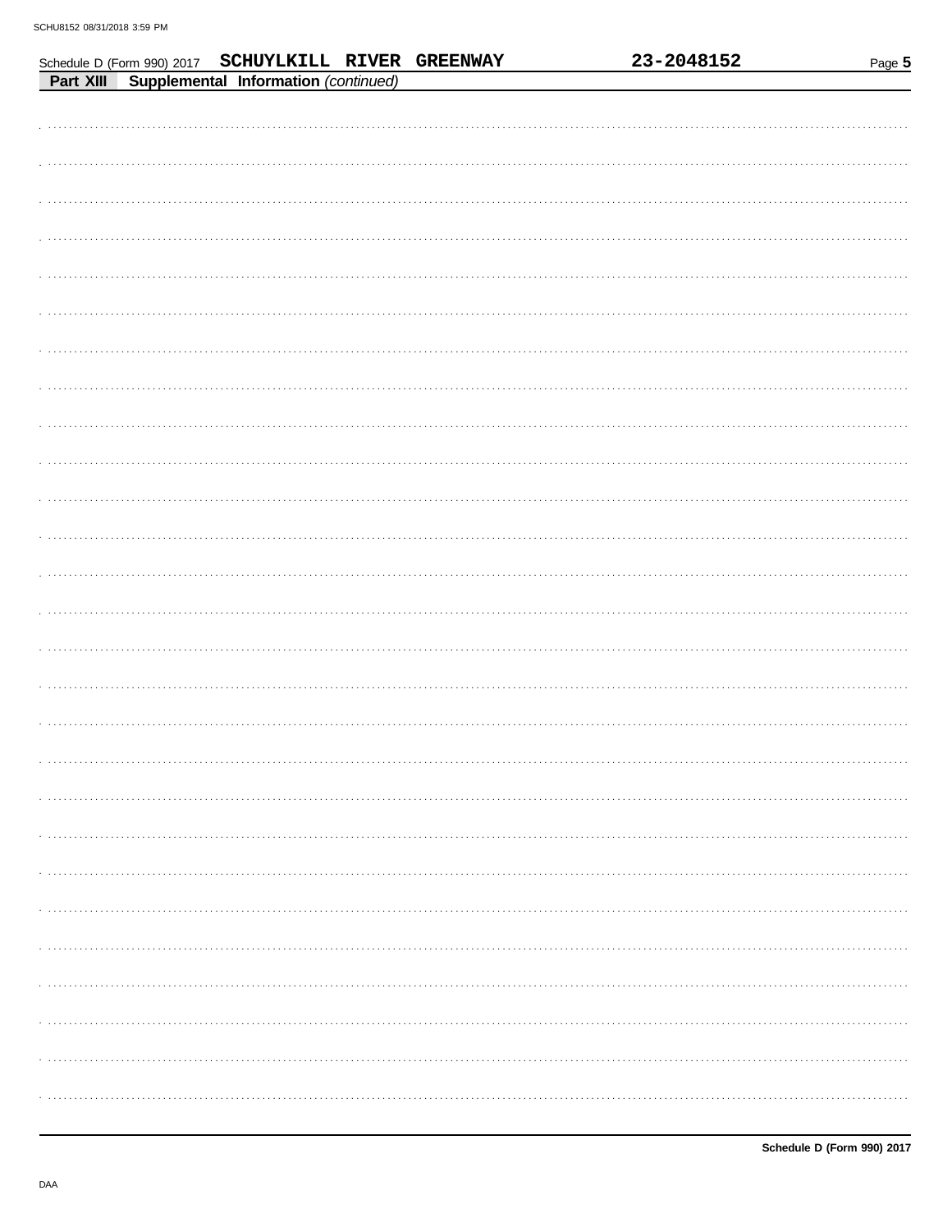Schedule D (Form 990) 2017 SCHUYLKILL RIVER GREENWAY 23-2048152

**Part XIII Supplemental Information** *(continued)*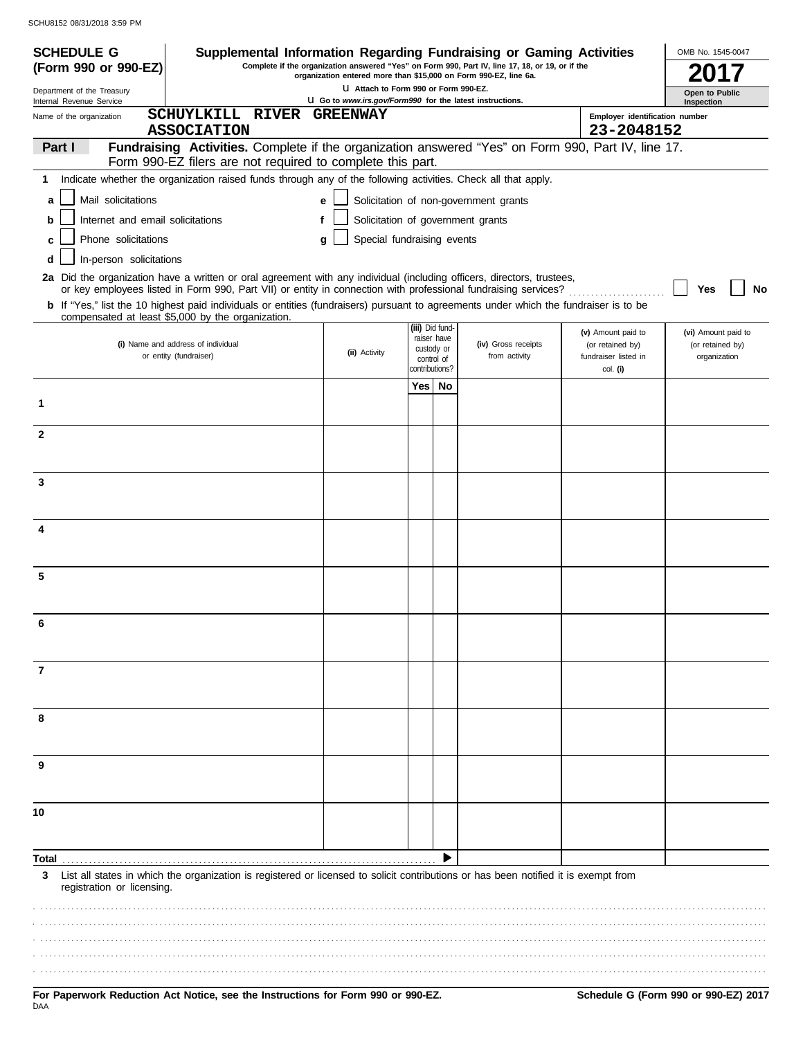SCHU8152 08/31/2018 3:59 PM

**SCHEDULE G (Form 990 or 990-EZ)**

Department of the Treasury
Internal Revenue Service

# Supplemental Information Regarding Fundraising or Gaming Activities

**Complete if the organization answered "Yes" on Form 990, Part IV, line 17, 18, or 19, or if the organization entered more than $15,000 on Form 990-EZ, line 6a.**

u Attach to Form 990 or Form 990-EZ.
u Go to *www.irs.gov/Form990* for the latest instructions.

OMB No. 1545-0047

**2017**

**Open to Public Inspection**

Name of the organization: **SCHUYLKILL RIVER GREENWAY ASSOCIATION**

Employer identification number: **23-2048152**

## Part I Fundraising Activities. 

Complete if the organization answered "Yes" on Form 990, Part IV, line 17. Form 990-EZ filers are not required to complete this part.

**1** Indicate whether the organization raised funds through any of the following activities. Check all that apply.

- **a** ☐ Mail solicitations
- **b** ☐ Internet and email solicitations
- **c** ☐ Phone solicitations
- **d** ☐ In-person solicitations
- **e** ☐ Solicitation of non-government grants
- **f** ☐ Solicitation of government grants
- **g** ☐ Special fundraising events

**2a** Did the organization have a written or oral agreement with any individual (including officers, directors, trustees, or key employees listed in Form 990, Part VII) or entity in connection with professional fundraising services? ☐ Yes ☐ No

**b** If "Yes," list the 10 highest paid individuals or entities (fundraisers) pursuant to agreements under which the fundraiser is to be compensated at least $5,000 by the organization.

| | (i) Name and address of individual or entity (fundraiser) | (ii) Activity | (iii) Did fundraiser have custody or control of contributions? Yes | No | (iv) Gross receipts from activity | (v) Amount paid to (or retained by) fundraiser listed in col. (i) | (vi) Amount paid to (or retained by) organization |
|---|---|---|---|---|---|---|---|
| 1 | | | | | | | |
| 2 | | | | | | | |
| 3 | | | | | | | |
| 4 | | | | | | | |
| 5 | | | | | | | |
| 6 | | | | | | | |
| 7 | | | | | | | |
| 8 | | | | | | | |
| 9 | | | | | | | |
| 10 | | | | | | | |
| **Total** | | | | ▶ | | | |

**3** List all states in which the organization is registered or licensed to solicit contributions or has been notified it is exempt from registration or licensing.

**For Paperwork Reduction Act Notice, see the Instructions for Form 990 or 990-EZ.**

**Schedule G (Form 990 or 990-EZ) 2017**

DAA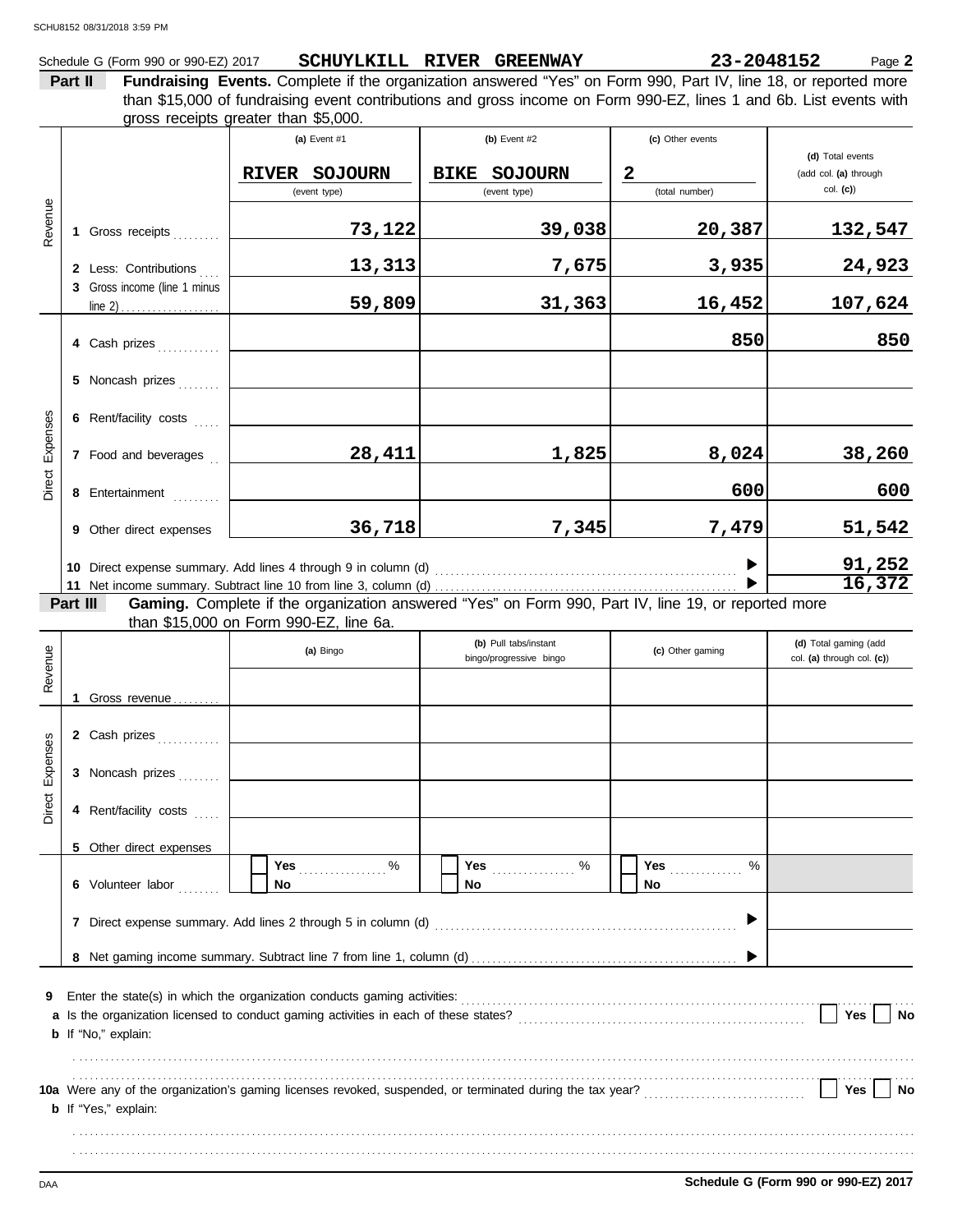Schedule G (Form 990 or 990-EZ) 2017 **SCHUYLKILL RIVER GREENWAY** **23-2048152** Page **2**

**Part II** **Fundraising Events.** Complete if the organization answered "Yes" on Form 990, Part IV, line 18, or reported more than $15,000 of fundraising event contributions and gross income on Form 990-EZ, lines 1 and 6b. List events with gross receipts greater than $5,000.

| | | (a) Event #1 | (b) Event #2 | (c) Other events | (d) Total events (add col. (a) through col. (c)) |
|---|---|---|---|---|---|
| | | RIVER SOJOURN (event type) | BIKE SOJOURN (event type) | 2 (total number) | |
| Revenue | 1 Gross receipts | 73,122 | 39,038 | 20,387 | 132,547 |
| | 2 Less: Contributions | 13,313 | 7,675 | 3,935 | 24,923 |
| | 3 Gross income (line 1 minus line 2) | 59,809 | 31,363 | 16,452 | 107,624 |
| Direct Expenses | 4 Cash prizes | | | 850 | 850 |
| | 5 Noncash prizes | | | | |
| | 6 Rent/facility costs | | | | |
| | 7 Food and beverages | 28,411 | 1,825 | 8,024 | 38,260 |
| | 8 Entertainment | | | 600 | 600 |
| | 9 Other direct expenses | 36,718 | 7,345 | 7,479 | 51,542 |
| | 10 Direct expense summary. Add lines 4 through 9 in column (d) | | | | 91,252 |
| | 11 Net income summary. Subtract line 10 from line 3, column (d) | | | | 16,372 |

**Part III** **Gaming.** Complete if the organization answered "Yes" on Form 990, Part IV, line 19, or reported more than $15,000 on Form 990-EZ, line 6a.

| | | (a) Bingo | (b) Pull tabs/instant bingo/progressive bingo | (c) Other gaming | (d) Total gaming (add col. (a) through col. (c)) |
|---|---|---|---|---|---|
| Revenue | 1 Gross revenue | | | | |
| Direct Expenses | 2 Cash prizes | | | | |
| | 3 Noncash prizes | | | | |
| | 4 Rent/facility costs | | | | |
| | 5 Other direct expenses | | | | |
| | 6 Volunteer labor | Yes ____ % / No | Yes ____ % / No | Yes ____ % / No | |
| | 7 Direct expense summary. Add lines 2 through 5 in column (d) | | | | |
| | 8 Net gaming income summary. Subtract line 7 from line 1, column (d) | | | | |

**9** Enter the state(s) in which the organization conducts gaming activities:

**a** Is the organization licensed to conduct gaming activities in each of these states? ☐ Yes ☐ No

**b** If "No," explain:

**10a** Were any of the organization's gaming licenses revoked, suspended, or terminated during the tax year? ☐ Yes ☐ No

**b** If "Yes," explain:

Schedule G (Form 990 or 990-EZ) 2017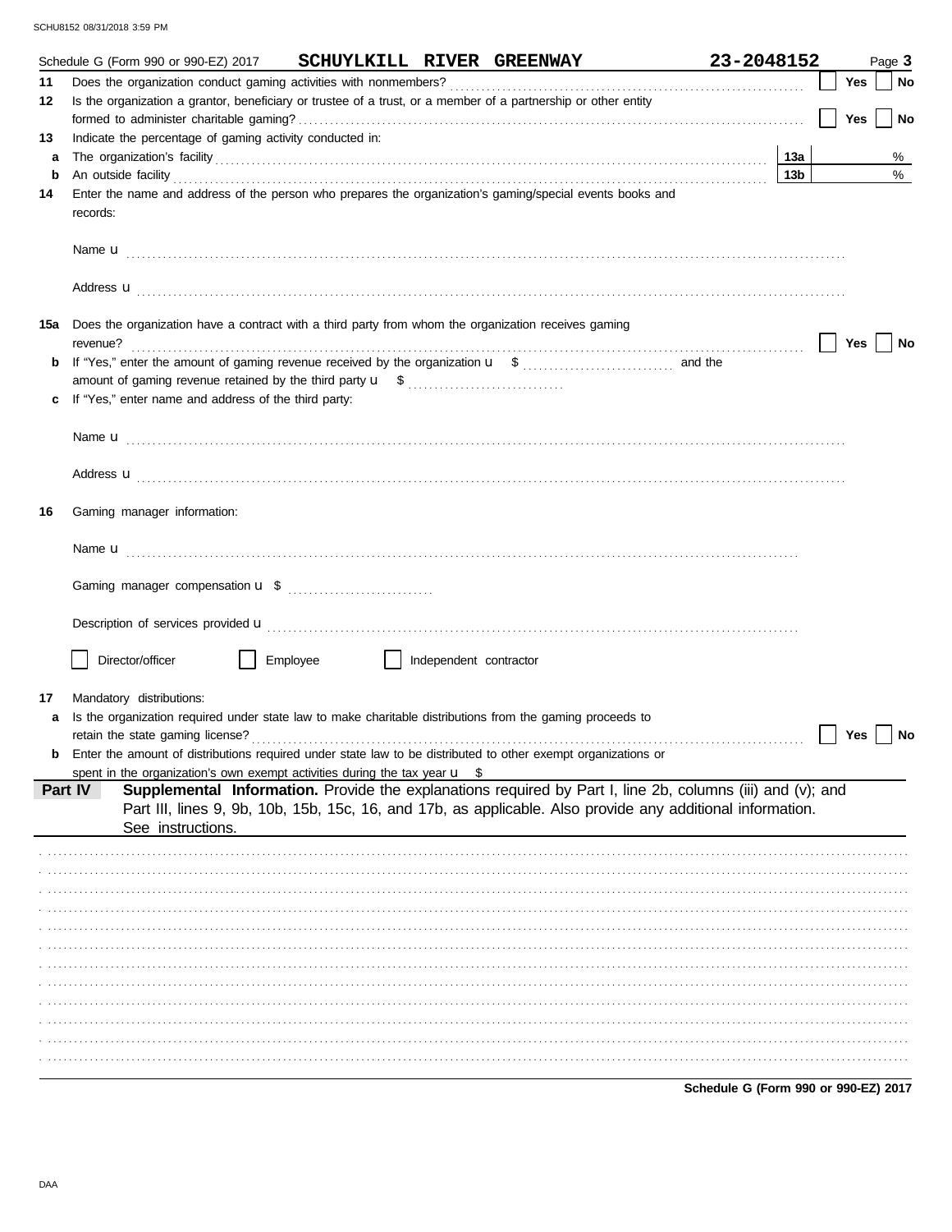Schedule G (Form 990 or 990-EZ) 2017 **SCHUYLKILL RIVER GREENWAY** **23-2048152** Page **3**

**11** Does the organization conduct gaming activities with nonmembers? ☐ Yes ☐ No

**12** Is the organization a grantor, beneficiary or trustee of a trust, or a member of a partnership or other entity formed to administer charitable gaming? ☐ Yes ☐ No

**13** Indicate the percentage of gaming activity conducted in:

**a** The organization's facility **13a** %

**b** An outside facility **13b** %

**14** Enter the name and address of the person who prepares the organization's gaming/special events books and records:

Name u

Address u

**15a** Does the organization have a contract with a third party from whom the organization receives gaming revenue? ☐ Yes ☐ No

**b** If "Yes," enter the amount of gaming revenue received by the organization u $ and the amount of gaming revenue retained by the third party u $

**c** If "Yes," enter name and address of the third party:

Name u

Address u

**16** Gaming manager information:

Name u

Gaming manager compensation u $

Description of services provided u

☐ Director/officer ☐ Employee ☐ Independent contractor

**17** Mandatory distributions:

**a** Is the organization required under state law to make charitable distributions from the gaming proceeds to retain the state gaming license? ☐ Yes ☐ No

**b** Enter the amount of distributions required under state law to be distributed to other exempt organizations or spent in the organization's own exempt activities during the tax year u $

**Part IV** **Supplemental Information.** Provide the explanations required by Part I, line 2b, columns (iii) and (v); and Part III, lines 9, 9b, 10b, 15b, 15c, 16, and 17b, as applicable. Also provide any additional information. See instructions.

**Schedule G (Form 990 or 990-EZ) 2017**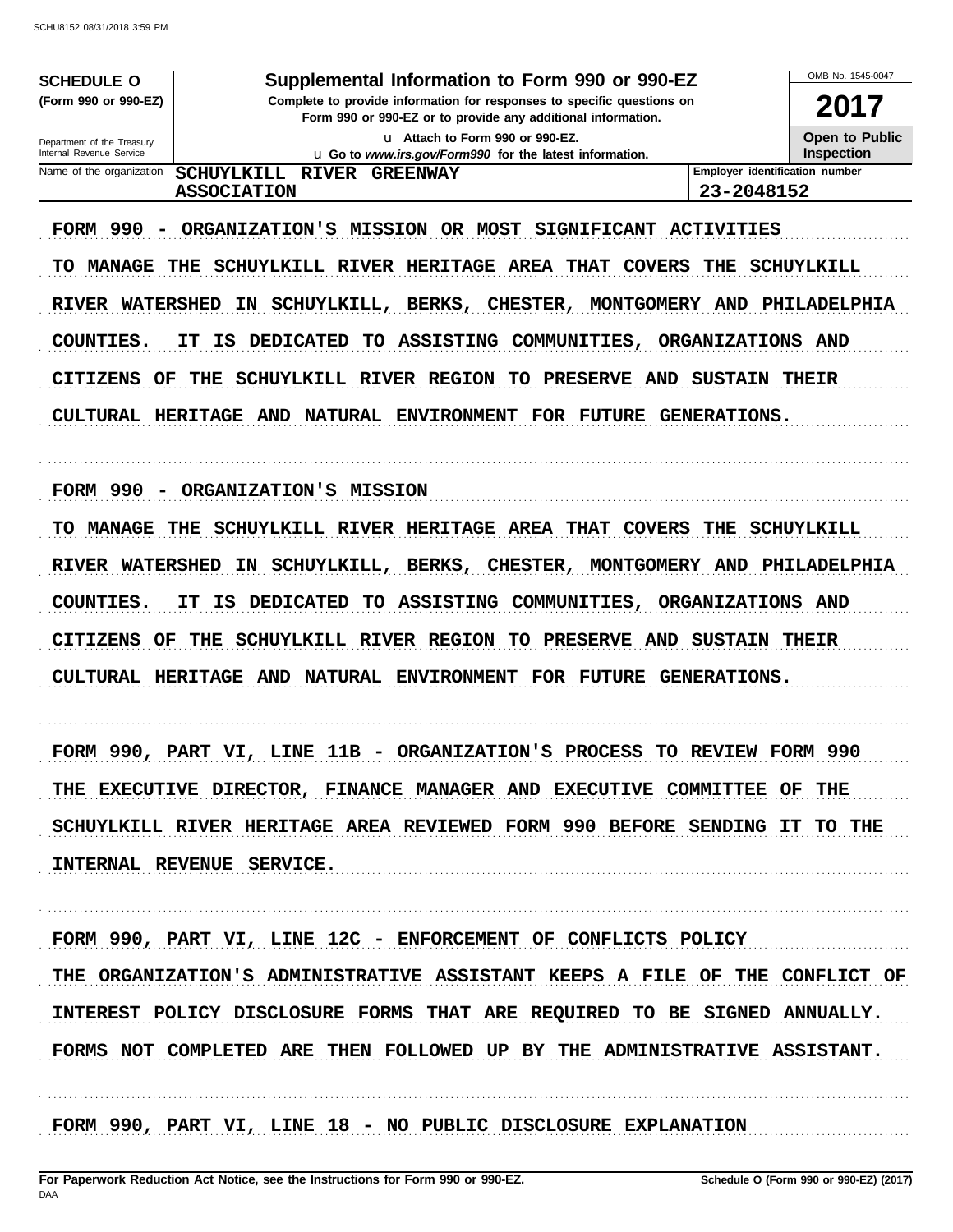**SCHEDULE O (Form 990 or 990-EZ)**

Department of the Treasury
Internal Revenue Service

# Supplemental Information to Form 990 or 990-EZ

**Complete to provide information for responses to specific questions on Form 990 or 990-EZ or to provide any additional information.**

u Attach to Form 990 or 990-EZ.

u Go to *www.irs.gov/Form990* for the latest information.

OMB No. 1545-0047

**2017**

**Open to Public Inspection**

| Name of the organization | Employer identification number |
|---|---|
| SCHUYLKILL RIVER GREENWAY ASSOCIATION | 23-2048152 |

FORM 990 - ORGANIZATION'S MISSION OR MOST SIGNIFICANT ACTIVITIES

TO MANAGE THE SCHUYLKILL RIVER HERITAGE AREA THAT COVERS THE SCHUYLKILL RIVER WATERSHED IN SCHUYLKILL, BERKS, CHESTER, MONTGOMERY AND PHILADELPHIA COUNTIES. IT IS DEDICATED TO ASSISTING COMMUNITIES, ORGANIZATIONS AND CITIZENS OF THE SCHUYLKILL RIVER REGION TO PRESERVE AND SUSTAIN THEIR CULTURAL HERITAGE AND NATURAL ENVIRONMENT FOR FUTURE GENERATIONS.

FORM 990 - ORGANIZATION'S MISSION

TO MANAGE THE SCHUYLKILL RIVER HERITAGE AREA THAT COVERS THE SCHUYLKILL RIVER WATERSHED IN SCHUYLKILL, BERKS, CHESTER, MONTGOMERY AND PHILADELPHIA COUNTIES. IT IS DEDICATED TO ASSISTING COMMUNITIES, ORGANIZATIONS AND CITIZENS OF THE SCHUYLKILL RIVER REGION TO PRESERVE AND SUSTAIN THEIR CULTURAL HERITAGE AND NATURAL ENVIRONMENT FOR FUTURE GENERATIONS.

FORM 990, PART VI, LINE 11B - ORGANIZATION'S PROCESS TO REVIEW FORM 990

THE EXECUTIVE DIRECTOR, FINANCE MANAGER AND EXECUTIVE COMMITTEE OF THE SCHUYLKILL RIVER HERITAGE AREA REVIEWED FORM 990 BEFORE SENDING IT TO THE INTERNAL REVENUE SERVICE.

FORM 990, PART VI, LINE 12C - ENFORCEMENT OF CONFLICTS POLICY

THE ORGANIZATION'S ADMINISTRATIVE ASSISTANT KEEPS A FILE OF THE CONFLICT OF INTEREST POLICY DISCLOSURE FORMS THAT ARE REQUIRED TO BE SIGNED ANNUALLY. FORMS NOT COMPLETED ARE THEN FOLLOWED UP BY THE ADMINISTRATIVE ASSISTANT.

FORM 990, PART VI, LINE 18 - NO PUBLIC DISCLOSURE EXPLANATION

For Paperwork Reduction Act Notice, see the Instructions for Form 990 or 990-EZ.

Schedule O (Form 990 or 990-EZ) (2017)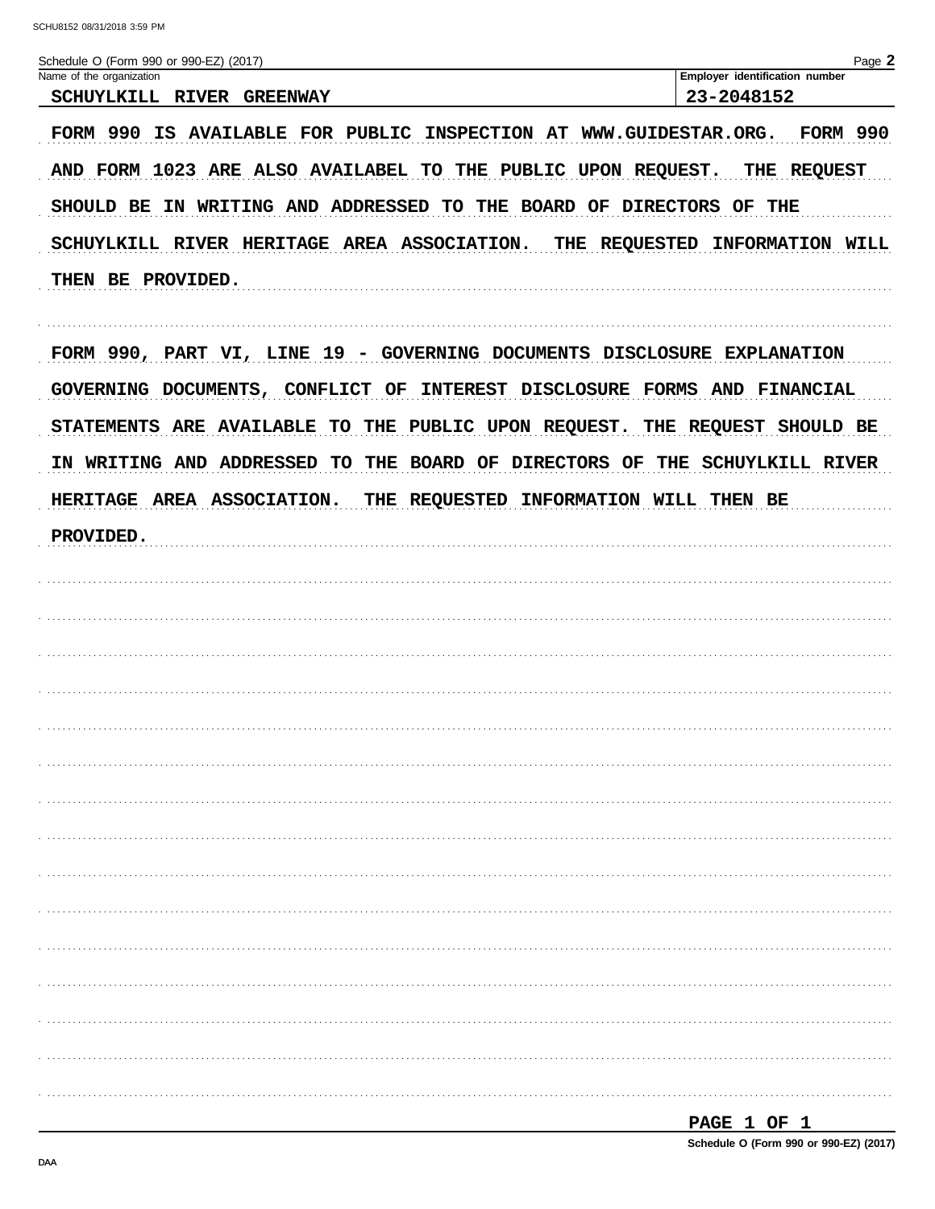Schedule O (Form 990 or 990-EZ) (2017)

| Name of the organization | Employer identification number |
| --- | --- |
| SCHUYLKILL RIVER GREENWAY | 23-2048152 |

FORM 990 IS AVAILABLE FOR PUBLIC INSPECTION AT WWW.GUIDESTAR.ORG. FORM 990 AND FORM 1023 ARE ALSO AVAILABEL TO THE PUBLIC UPON REQUEST. THE REQUEST SHOULD BE IN WRITING AND ADDRESSED TO THE BOARD OF DIRECTORS OF THE SCHUYLKILL RIVER HERITAGE AREA ASSOCIATION. THE REQUESTED INFORMATION WILL THEN BE PROVIDED.

FORM 990, PART VI, LINE 19 - GOVERNING DOCUMENTS DISCLOSURE EXPLANATION

GOVERNING DOCUMENTS, CONFLICT OF INTEREST DISCLOSURE FORMS AND FINANCIAL STATEMENTS ARE AVAILABLE TO THE PUBLIC UPON REQUEST. THE REQUEST SHOULD BE IN WRITING AND ADDRESSED TO THE BOARD OF DIRECTORS OF THE SCHUYLKILL RIVER HERITAGE AREA ASSOCIATION. THE REQUESTED INFORMATION WILL THEN BE PROVIDED.